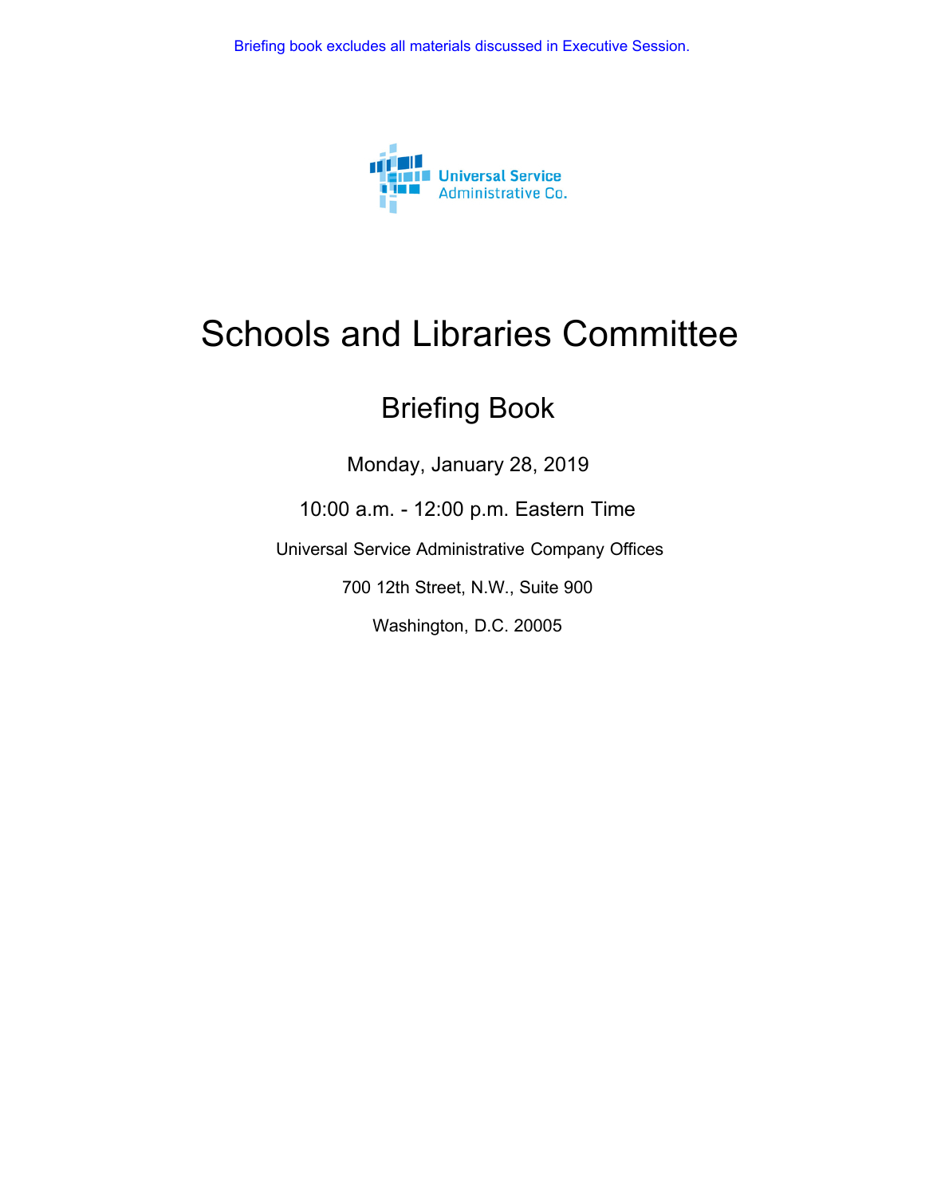Briefing book excludes all materials discussed in Executive Session.

Universal Service Administrative Co.

# Schools and Libraries Committee

## Briefing Book

Monday, January 28, 2019

10:00 a.m. - 12:00 p.m. Eastern Time

Universal Service Administrative Company Offices

700 12th Street, N.W., Suite 900

Washington, D.C. 20005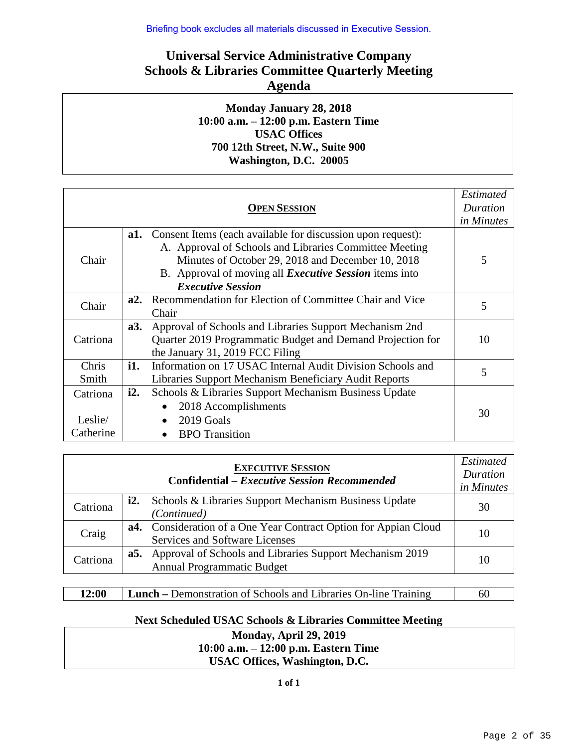Briefing book excludes all materials discussed in Executive Session.

# Universal Service Administrative Company
# Schools & Libraries Committee Quarterly Meeting
# Agenda

**Monday January 28, 2018**
**10:00 a.m. – 12:00 p.m. Eastern Time**
**USAC Offices**
**700 12th Street, N.W., Suite 900**
**Washington, D.C. 20005**

| | **OPEN SESSION** | *Estimated Duration in Minutes* |
|---|---|---|
| Chair | **a1.** Consent Items (each available for discussion upon request):<br>A. Approval of Schools and Libraries Committee Meeting Minutes of October 29, 2018 and December 10, 2018<br>B. Approval of moving all ***Executive Session*** items into ***Executive Session*** | 5 |
| Chair | **a2.** Recommendation for Election of Committee Chair and Vice Chair | 5 |
| Catriona | **a3.** Approval of Schools and Libraries Support Mechanism 2nd Quarter 2019 Programmatic Budget and Demand Projection for the January 31, 2019 FCC Filing | 10 |
| Chris Smith | **i1.** Information on 17 USAC Internal Audit Division Schools and Libraries Support Mechanism Beneficiary Audit Reports | 5 |
| Catriona<br><br>Leslie/ Catherine | **i2.** Schools & Libraries Support Mechanism Business Update<br>• 2018 Accomplishments<br>• 2019 Goals<br>• BPO Transition | 30 |

| | **EXECUTIVE SESSION**<br>**Confidential** – ***Executive Session Recommended*** | *Estimated Duration in Minutes* |
|---|---|---|
| Catriona | **i2.** Schools & Libraries Support Mechanism Business Update *(Continued)* | 30 |
| Craig | **a4.** Consideration of a One Year Contract Option for Appian Cloud Services and Software Licenses | 10 |
| Catriona | **a5.** Approval of Schools and Libraries Support Mechanism 2019 Annual Programmatic Budget | 10 |

| **12:00** | **Lunch –** Demonstration of Schools and Libraries On-line Training | 60 |
|---|---|---|

**Next Scheduled USAC Schools & Libraries Committee Meeting**

**Monday, April 29, 2019**
**10:00 a.m. – 12:00 p.m. Eastern Time**
**USAC Offices, Washington, D.C.**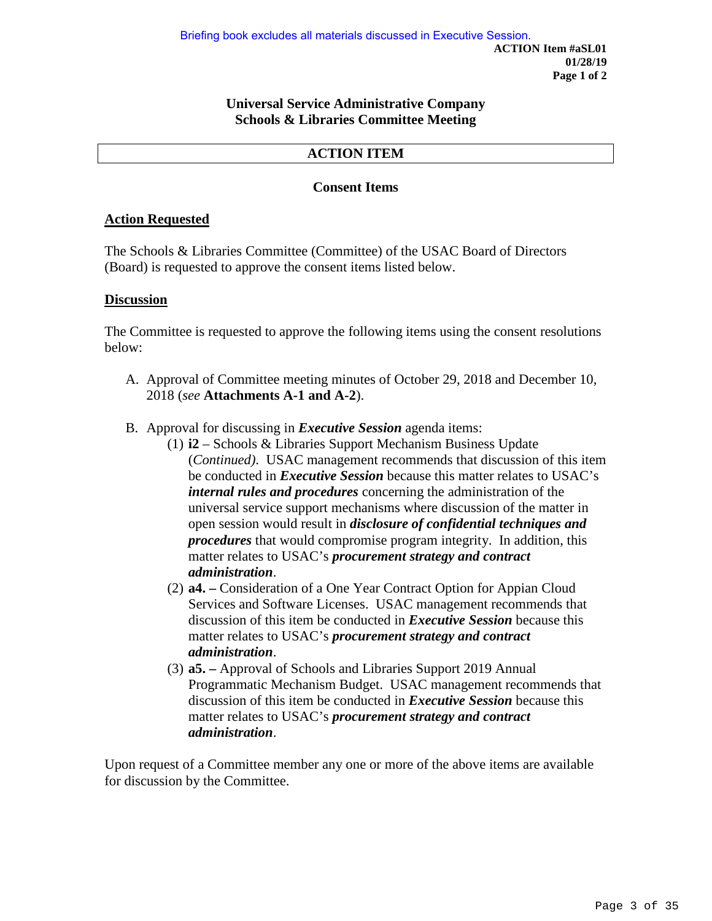Briefing book excludes all materials discussed in Executive Session.

**ACTION Item #aSL01**
**01/28/19**
**Page 1 of 2**

**Universal Service Administrative Company**
**Schools & Libraries Committee Meeting**

## ACTION ITEM

### Consent Items

**Action Requested**

The Schools & Libraries Committee (Committee) of the USAC Board of Directors (Board) is requested to approve the consent items listed below.

**Discussion**

The Committee is requested to approve the following items using the consent resolutions below:

A. Approval of Committee meeting minutes of October 29, 2018 and December 10, 2018 (*see* **Attachments A-1 and A-2**).

B. Approval for discussing in ***Executive Session*** agenda items:
   1. **i2** – Schools & Libraries Support Mechanism Business Update (*Continued)*. USAC management recommends that discussion of this item be conducted in ***Executive Session*** because this matter relates to USAC's ***internal rules and procedures*** concerning the administration of the universal service support mechanisms where discussion of the matter in open session would result in ***disclosure of confidential techniques and procedures*** that would compromise program integrity. In addition, this matter relates to USAC's ***procurement strategy and contract administration***.
   2. **a4. –** Consideration of a One Year Contract Option for Appian Cloud Services and Software Licenses. USAC management recommends that discussion of this item be conducted in ***Executive Session*** because this matter relates to USAC's ***procurement strategy and contract administration***.
   3. **a5. –** Approval of Schools and Libraries Support 2019 Annual Programmatic Mechanism Budget. USAC management recommends that discussion of this item be conducted in ***Executive Session*** because this matter relates to USAC's ***procurement strategy and contract administration***.

Upon request of a Committee member any one or more of the above items are available for discussion by the Committee.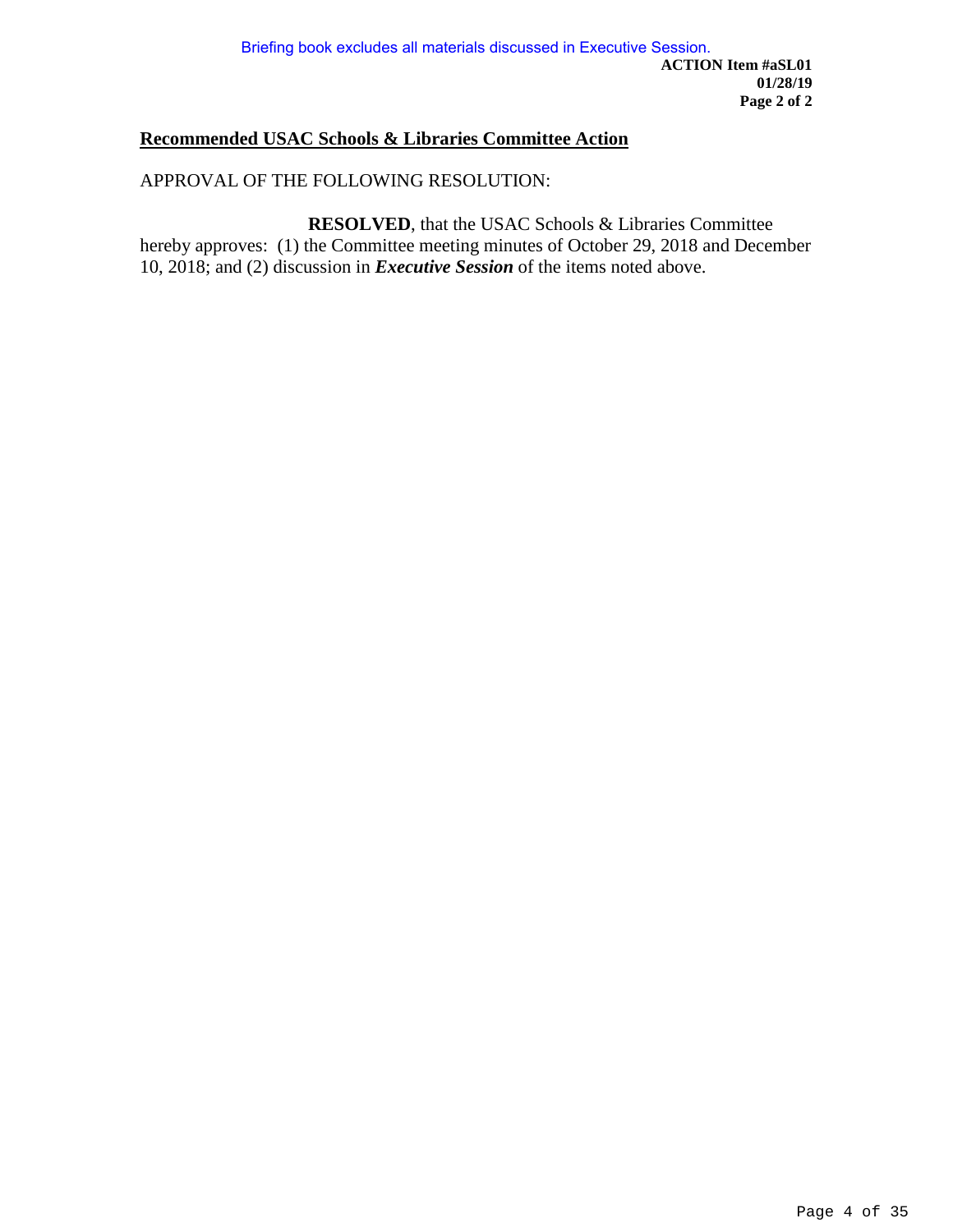**Recommended USAC Schools & Libraries Committee Action**

APPROVAL OF THE FOLLOWING RESOLUTION:

**RESOLVED**, that the USAC Schools & Libraries Committee hereby approves: (1) the Committee meeting minutes of October 29, 2018 and December 10, 2018; and (2) discussion in ***Executive Session*** of the items noted above.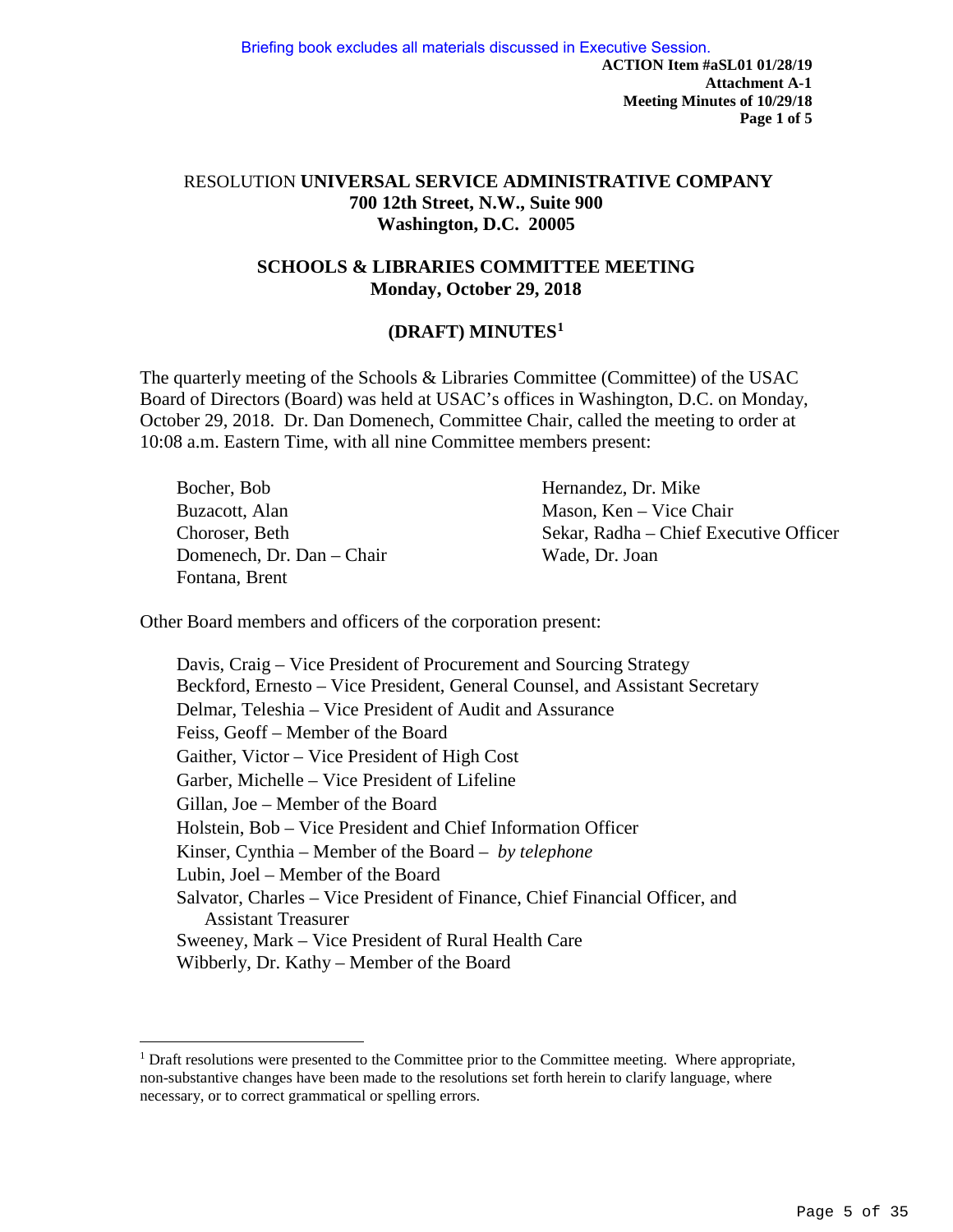Briefing book excludes all materials discussed in Executive Session.

**ACTION Item #aSL01 01/28/19**
**Attachment A-1**
**Meeting Minutes of 10/29/18**
**Page 1 of 5**

RESOLUTION **UNIVERSAL SERVICE ADMINISTRATIVE COMPANY**
**700 12th Street, N.W., Suite 900**
**Washington, D.C. 20005**

## SCHOOLS & LIBRARIES COMMITTEE MEETING
**Monday, October 29, 2018**

### (DRAFT) MINUTES[1]

The quarterly meeting of the Schools & Libraries Committee (Committee) of the USAC Board of Directors (Board) was held at USAC's offices in Washington, D.C. on Monday, October 29, 2018. Dr. Dan Domenech, Committee Chair, called the meeting to order at 10:08 a.m. Eastern Time, with all nine Committee members present:

Bocher, Bob
Buzacott, Alan
Choroser, Beth
Domenech, Dr. Dan – Chair
Fontana, Brent
Hernandez, Dr. Mike
Mason, Ken – Vice Chair
Sekar, Radha – Chief Executive Officer
Wade, Dr. Joan

Other Board members and officers of the corporation present:

Davis, Craig – Vice President of Procurement and Sourcing Strategy
Beckford, Ernesto – Vice President, General Counsel, and Assistant Secretary
Delmar, Teleshia – Vice President of Audit and Assurance
Feiss, Geoff – Member of the Board
Gaither, Victor – Vice President of High Cost
Garber, Michelle – Vice President of Lifeline
Gillan, Joe – Member of the Board
Holstein, Bob – Vice President and Chief Information Officer
Kinser, Cynthia – Member of the Board – *by telephone*
Lubin, Joel – Member of the Board
Salvator, Charles – Vice President of Finance, Chief Financial Officer, and Assistant Treasurer
Sweeney, Mark – Vice President of Rural Health Care
Wibberly, Dr. Kathy – Member of the Board

[1] Draft resolutions were presented to the Committee prior to the Committee meeting. Where appropriate, non-substantive changes have been made to the resolutions set forth herein to clarify language, where necessary, or to correct grammatical or spelling errors.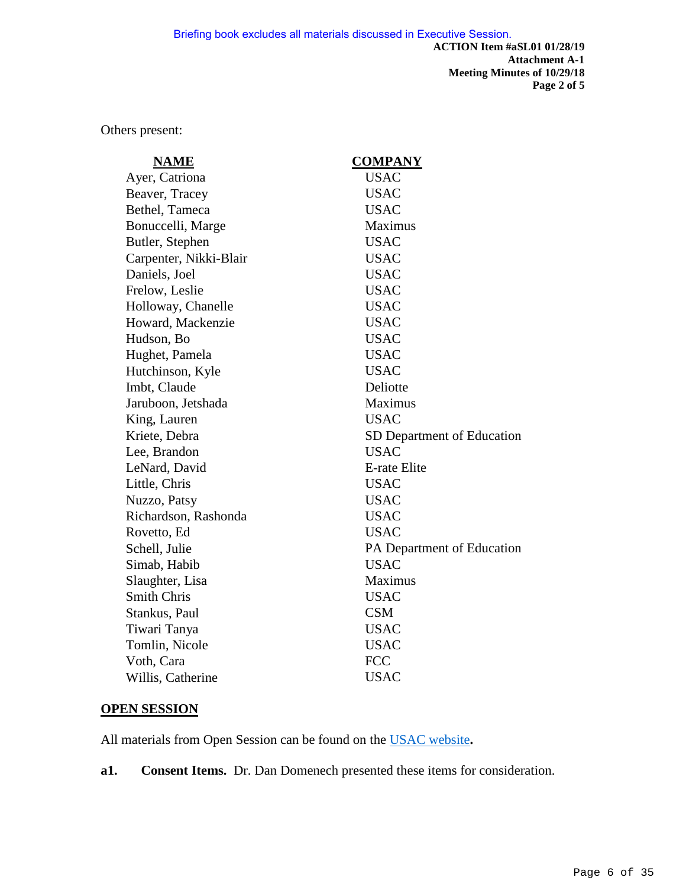Briefing book excludes all materials discussed in Executive Session.

**ACTION Item #aSL01 01/28/19**
**Attachment A-1**
**Meeting Minutes of 10/29/18**
**Page 2 of 5**

Others present:

| NAME | COMPANY |
|---|---|
| Ayer, Catriona | USAC |
| Beaver, Tracey | USAC |
| Bethel, Tameca | USAC |
| Bonuccelli, Marge | Maximus |
| Butler, Stephen | USAC |
| Carpenter, Nikki-Blair | USAC |
| Daniels, Joel | USAC |
| Frelow, Leslie | USAC |
| Holloway, Chanelle | USAC |
| Howard, Mackenzie | USAC |
| Hudson, Bo | USAC |
| Hughet, Pamela | USAC |
| Hutchinson, Kyle | USAC |
| Imbt, Claude | Deliotte |
| Jaruboon, Jetshada | Maximus |
| King, Lauren | USAC |
| Kriete, Debra | SD Department of Education |
| Lee, Brandon | USAC |
| LeNard, David | E-rate Elite |
| Little, Chris | USAC |
| Nuzzo, Patsy | USAC |
| Richardson, Rashonda | USAC |
| Rovetto, Ed | USAC |
| Schell, Julie | PA Department of Education |
| Simab, Habib | USAC |
| Slaughter, Lisa | Maximus |
| Smith Chris | USAC |
| Stankus, Paul | CSM |
| Tiwari Tanya | USAC |
| Tomlin, Nicole | USAC |
| Voth, Cara | FCC |
| Willis, Catherine | USAC |

## OPEN SESSION

All materials from Open Session can be found on the USAC website**.**

**a1. Consent Items.** Dr. Dan Domenech presented these items for consideration.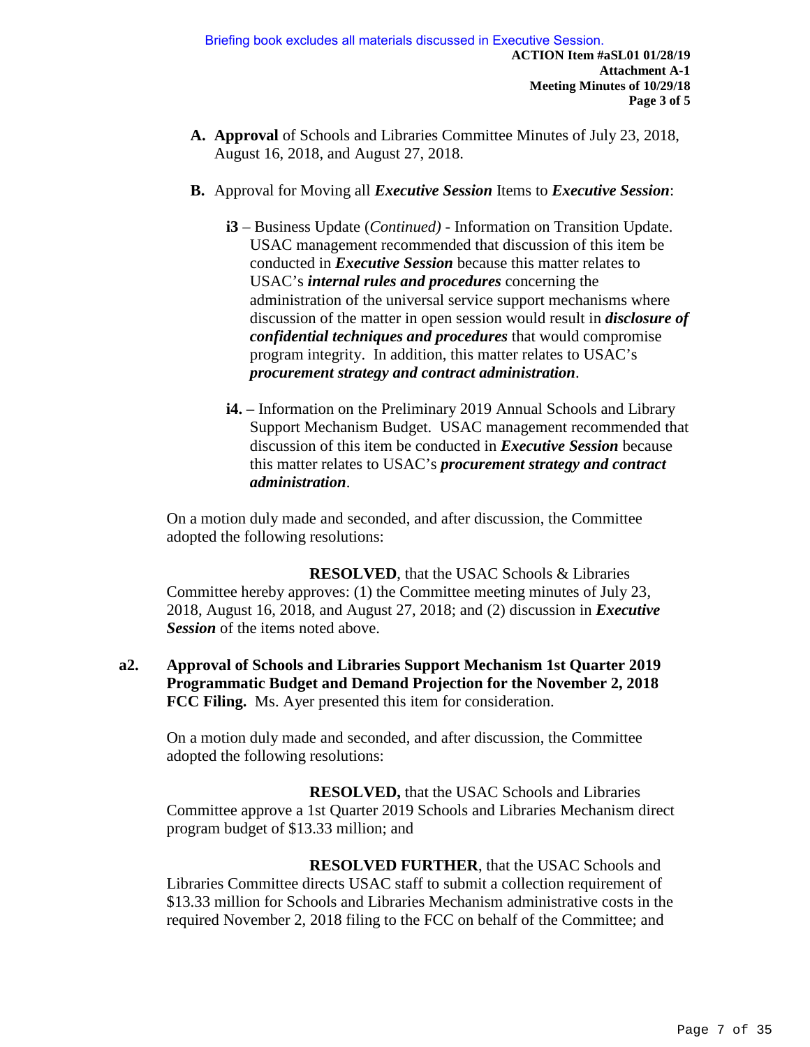**A. Approval** of Schools and Libraries Committee Minutes of July 23, 2018, August 16, 2018, and August 27, 2018.

**B.** Approval for Moving all ***Executive Session*** Items to ***Executive Session***:

**i3** – Business Update (*Continued)* - Information on Transition Update. USAC management recommended that discussion of this item be conducted in ***Executive Session*** because this matter relates to USAC's ***internal rules and procedures*** concerning the administration of the universal service support mechanisms where discussion of the matter in open session would result in ***disclosure of confidential techniques and procedures*** that would compromise program integrity. In addition, this matter relates to USAC's ***procurement strategy and contract administration***.

**i4. –** Information on the Preliminary 2019 Annual Schools and Library Support Mechanism Budget. USAC management recommended that discussion of this item be conducted in ***Executive Session*** because this matter relates to USAC's ***procurement strategy and contract administration***.

On a motion duly made and seconded, and after discussion, the Committee adopted the following resolutions:

**RESOLVED**, that the USAC Schools & Libraries Committee hereby approves: (1) the Committee meeting minutes of July 23, 2018, August 16, 2018, and August 27, 2018; and (2) discussion in ***Executive Session*** of the items noted above.

**a2. Approval of Schools and Libraries Support Mechanism 1st Quarter 2019 Programmatic Budget and Demand Projection for the November 2, 2018 FCC Filing.** Ms. Ayer presented this item for consideration.

On a motion duly made and seconded, and after discussion, the Committee adopted the following resolutions:

**RESOLVED,** that the USAC Schools and Libraries Committee approve a 1st Quarter 2019 Schools and Libraries Mechanism direct program budget of $13.33 million; and

**RESOLVED FURTHER**, that the USAC Schools and Libraries Committee directs USAC staff to submit a collection requirement of $13.33 million for Schools and Libraries Mechanism administrative costs in the required November 2, 2018 filing to the FCC on behalf of the Committee; and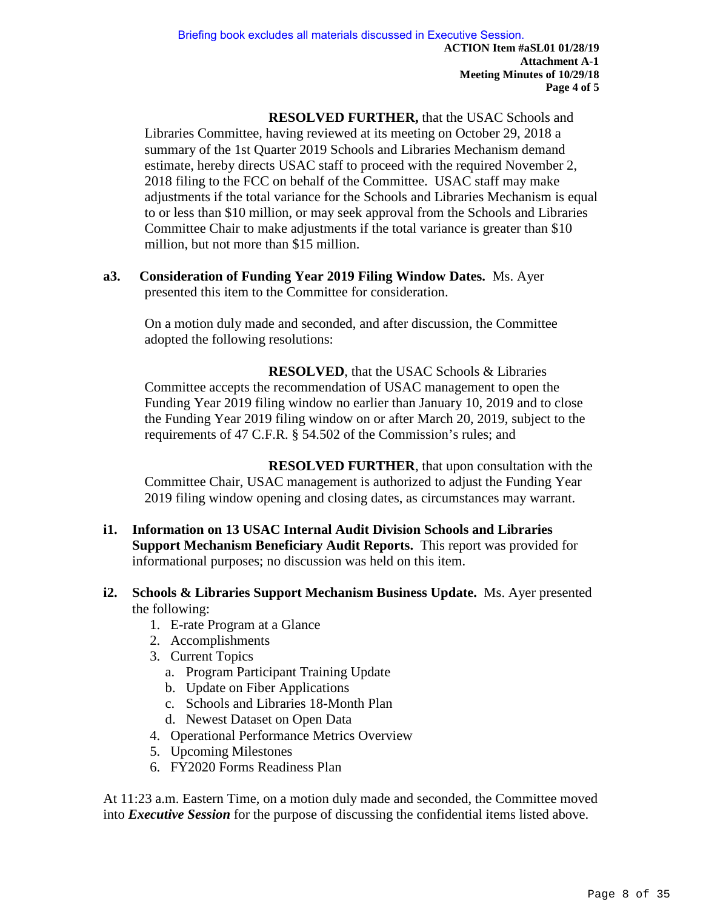**RESOLVED FURTHER,** that the USAC Schools and Libraries Committee, having reviewed at its meeting on October 29, 2018 a summary of the 1st Quarter 2019 Schools and Libraries Mechanism demand estimate, hereby directs USAC staff to proceed with the required November 2, 2018 filing to the FCC on behalf of the Committee. USAC staff may make adjustments if the total variance for the Schools and Libraries Mechanism is equal to or less than $10 million, or may seek approval from the Schools and Libraries Committee Chair to make adjustments if the total variance is greater than $10 million, but not more than $15 million.

**a3. Consideration of Funding Year 2019 Filing Window Dates.** Ms. Ayer presented this item to the Committee for consideration.

On a motion duly made and seconded, and after discussion, the Committee adopted the following resolutions:

**RESOLVED**, that the USAC Schools & Libraries Committee accepts the recommendation of USAC management to open the Funding Year 2019 filing window no earlier than January 10, 2019 and to close the Funding Year 2019 filing window on or after March 20, 2019, subject to the requirements of 47 C.F.R. § 54.502 of the Commission's rules; and

**RESOLVED FURTHER**, that upon consultation with the Committee Chair, USAC management is authorized to adjust the Funding Year 2019 filing window opening and closing dates, as circumstances may warrant.

**i1. Information on 13 USAC Internal Audit Division Schools and Libraries Support Mechanism Beneficiary Audit Reports.** This report was provided for informational purposes; no discussion was held on this item.

**i2. Schools & Libraries Support Mechanism Business Update.** Ms. Ayer presented the following:

1. E-rate Program at a Glance
2. Accomplishments
3. Current Topics
   a. Program Participant Training Update
   b. Update on Fiber Applications
   c. Schools and Libraries 18-Month Plan
   d. Newest Dataset on Open Data
4. Operational Performance Metrics Overview
5. Upcoming Milestones
6. FY2020 Forms Readiness Plan

At 11:23 a.m. Eastern Time, on a motion duly made and seconded, the Committee moved into ***Executive Session*** for the purpose of discussing the confidential items listed above.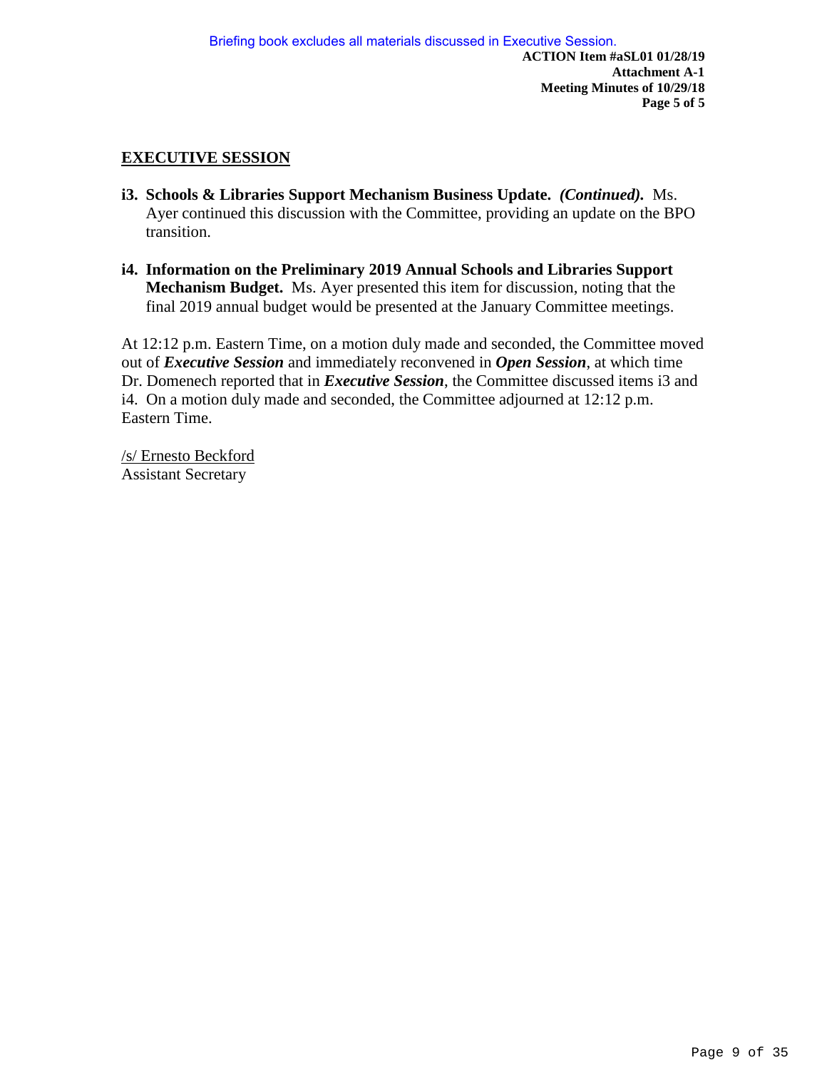## EXECUTIVE SESSION

**i3. Schools & Libraries Support Mechanism Business Update.** ***(Continued).*** Ms. Ayer continued this discussion with the Committee, providing an update on the BPO transition.

**i4. Information on the Preliminary 2019 Annual Schools and Libraries Support Mechanism Budget.** Ms. Ayer presented this item for discussion, noting that the final 2019 annual budget would be presented at the January Committee meetings.

At 12:12 p.m. Eastern Time, on a motion duly made and seconded, the Committee moved out of ***Executive Session*** and immediately reconvened in ***Open Session***, at which time Dr. Domenech reported that in ***Executive Session***, the Committee discussed items i3 and i4. On a motion duly made and seconded, the Committee adjourned at 12:12 p.m. Eastern Time.

/s/ Ernesto Beckford
Assistant Secretary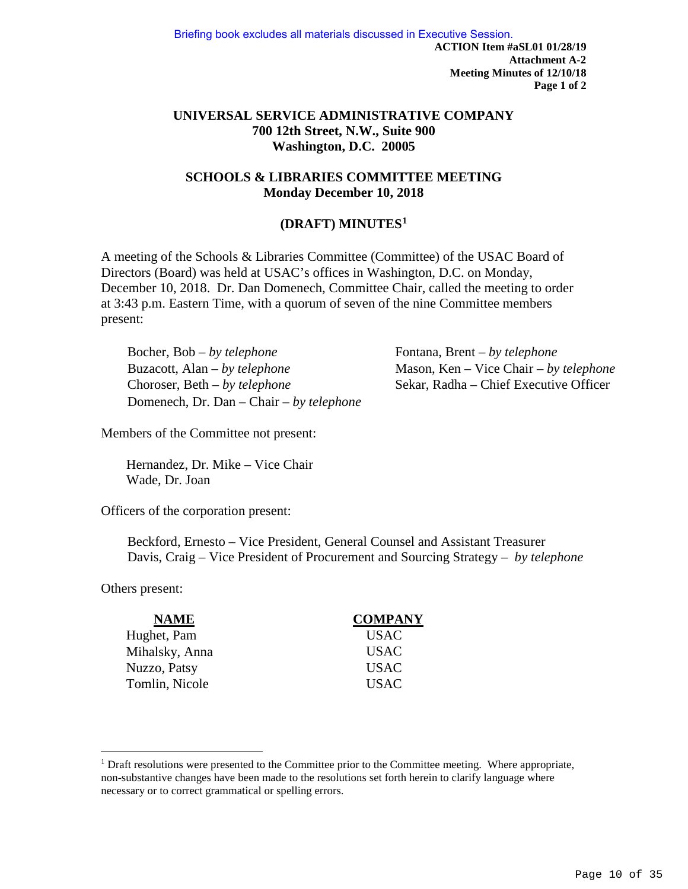Briefing book excludes all materials discussed in Executive Session.

**ACTION Item #aSL01 01/28/19**
**Attachment A-2**
**Meeting Minutes of 12/10/18**
**Page 1 of 2**

**UNIVERSAL SERVICE ADMINISTRATIVE COMPANY**
**700 12th Street, N.W., Suite 900**
**Washington, D.C. 20005**

**SCHOOLS & LIBRARIES COMMITTEE MEETING**
**Monday December 10, 2018**

**(DRAFT) MINUTES[1]**

A meeting of the Schools & Libraries Committee (Committee) of the USAC Board of Directors (Board) was held at USAC's offices in Washington, D.C. on Monday, December 10, 2018. Dr. Dan Domenech, Committee Chair, called the meeting to order at 3:43 p.m. Eastern Time, with a quorum of seven of the nine Committee members present:

Bocher, Bob – *by telephone*
Buzacott, Alan – *by telephone*
Choroser, Beth – *by telephone*
Domenech, Dr. Dan – Chair – *by telephone*
Fontana, Brent – *by telephone*
Mason, Ken – Vice Chair – *by telephone*
Sekar, Radha – Chief Executive Officer

Members of the Committee not present:

Hernandez, Dr. Mike – Vice Chair
Wade, Dr. Joan

Officers of the corporation present:

Beckford, Ernesto – Vice President, General Counsel and Assistant Treasurer
Davis, Craig – Vice President of Procurement and Sourcing Strategy – *by telephone*

Others present:

| NAME | COMPANY |
|---|---|
| Hughet, Pam | USAC |
| Mihalsky, Anna | USAC |
| Nuzzo, Patsy | USAC |
| Tomlin, Nicole | USAC |

[1] Draft resolutions were presented to the Committee prior to the Committee meeting. Where appropriate, non-substantive changes have been made to the resolutions set forth herein to clarify language where necessary or to correct grammatical or spelling errors.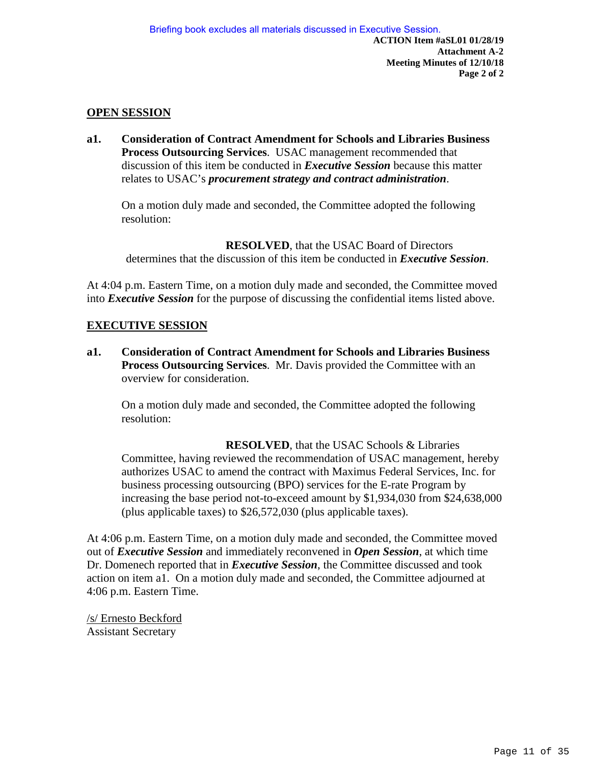Briefing book excludes all materials discussed in Executive Session.

**ACTION Item #aSL01 01/28/19**
**Attachment A-2**
**Meeting Minutes of 12/10/18**

## OPEN SESSION

**a1. Consideration of Contract Amendment for Schools and Libraries Business Process Outsourcing Services**. USAC management recommended that discussion of this item be conducted in ***Executive Session*** because this matter relates to USAC's ***procurement strategy and contract administration***.

On a motion duly made and seconded, the Committee adopted the following resolution:

> **RESOLVED**, that the USAC Board of Directors determines that the discussion of this item be conducted in ***Executive Session***.

At 4:04 p.m. Eastern Time, on a motion duly made and seconded, the Committee moved into ***Executive Session*** for the purpose of discussing the confidential items listed above.

## EXECUTIVE SESSION

**a1. Consideration of Contract Amendment for Schools and Libraries Business Process Outsourcing Services**. Mr. Davis provided the Committee with an overview for consideration.

On a motion duly made and seconded, the Committee adopted the following resolution:

> **RESOLVED**, that the USAC Schools & Libraries Committee, having reviewed the recommendation of USAC management, hereby authorizes USAC to amend the contract with Maximus Federal Services, Inc. for business processing outsourcing (BPO) services for the E-rate Program by increasing the base period not-to-exceed amount by $1,934,030 from $24,638,000 (plus applicable taxes) to $26,572,030 (plus applicable taxes).

At 4:06 p.m. Eastern Time, on a motion duly made and seconded, the Committee moved out of ***Executive Session*** and immediately reconvened in ***Open Session***, at which time Dr. Domenech reported that in ***Executive Session***, the Committee discussed and took action on item a1. On a motion duly made and seconded, the Committee adjourned at 4:06 p.m. Eastern Time.

/s/ Ernesto Beckford
Assistant Secretary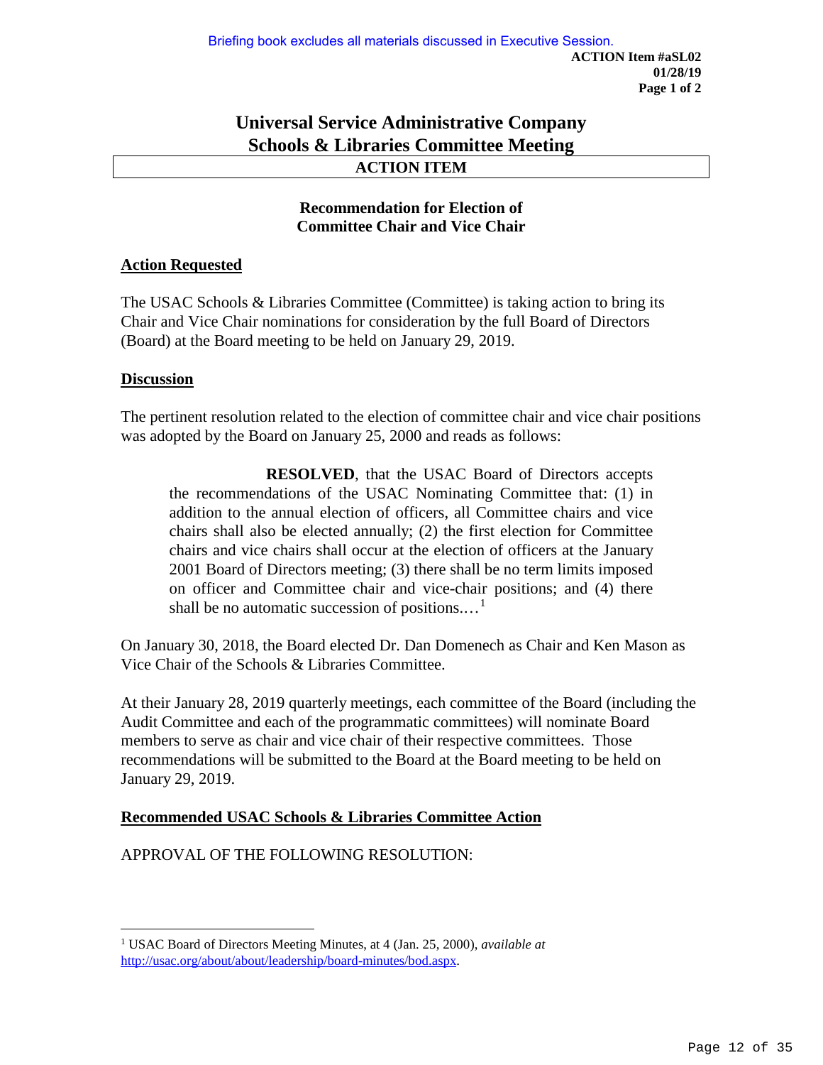Briefing book excludes all materials discussed in Executive Session.

**ACTION Item #aSL02**
**01/28/19**
**Page 1 of 2**

# Universal Service Administrative Company
# Schools & Libraries Committee Meeting

**ACTION ITEM**

## Recommendation for Election of Committee Chair and Vice Chair

**Action Requested**

The USAC Schools & Libraries Committee (Committee) is taking action to bring its Chair and Vice Chair nominations for consideration by the full Board of Directors (Board) at the Board meeting to be held on January 29, 2019.

**Discussion**

The pertinent resolution related to the election of committee chair and vice chair positions was adopted by the Board on January 25, 2000 and reads as follows:

> **RESOLVED**, that the USAC Board of Directors accepts the recommendations of the USAC Nominating Committee that: (1) in addition to the annual election of officers, all Committee chairs and vice chairs shall also be elected annually; (2) the first election for Committee chairs and vice chairs shall occur at the election of officers at the January 2001 Board of Directors meeting; (3) there shall be no term limits imposed on officer and Committee chair and vice-chair positions; and (4) there shall be no automatic succession of positions.…[1]

On January 30, 2018, the Board elected Dr. Dan Domenech as Chair and Ken Mason as Vice Chair of the Schools & Libraries Committee.

At their January 28, 2019 quarterly meetings, each committee of the Board (including the Audit Committee and each of the programmatic committees) will nominate Board members to serve as chair and vice chair of their respective committees. Those recommendations will be submitted to the Board at the Board meeting to be held on January 29, 2019.

**Recommended USAC Schools & Libraries Committee Action**

APPROVAL OF THE FOLLOWING RESOLUTION:

---

[1] USAC Board of Directors Meeting Minutes, at 4 (Jan. 25, 2000), *available at* http://usac.org/about/about/leadership/board-minutes/bod.aspx.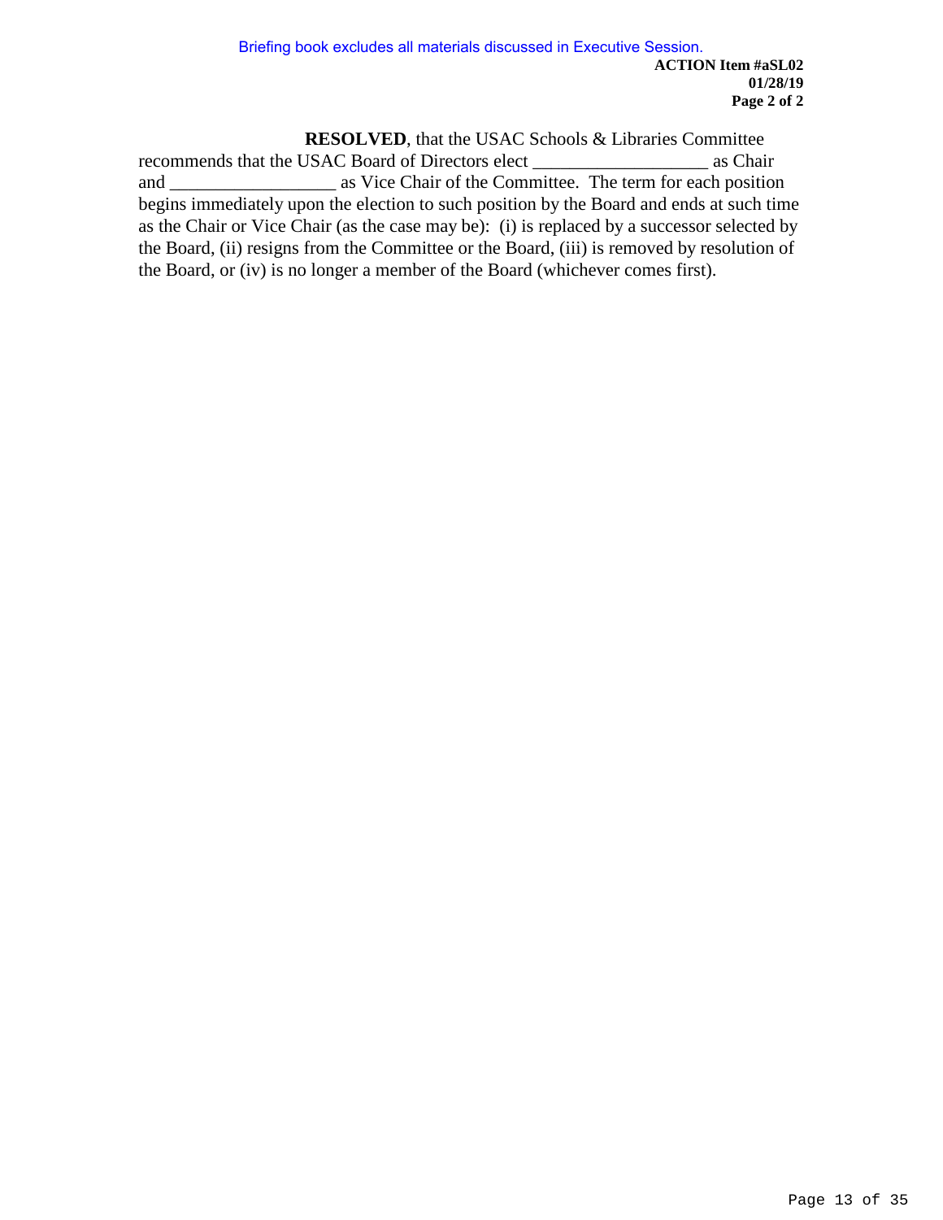Briefing book excludes all materials discussed in Executive Session.

**ACTION Item #aSL02**
**01/28/19**
**Page 2 of 2**

**RESOLVED**, that the USAC Schools & Libraries Committee recommends that the USAC Board of Directors elect ___________________ as Chair and __________________ as Vice Chair of the Committee. The term for each position begins immediately upon the election to such position by the Board and ends at such time as the Chair or Vice Chair (as the case may be): (i) is replaced by a successor selected by the Board, (ii) resigns from the Committee or the Board, (iii) is removed by resolution of the Board, or (iv) is no longer a member of the Board (whichever comes first).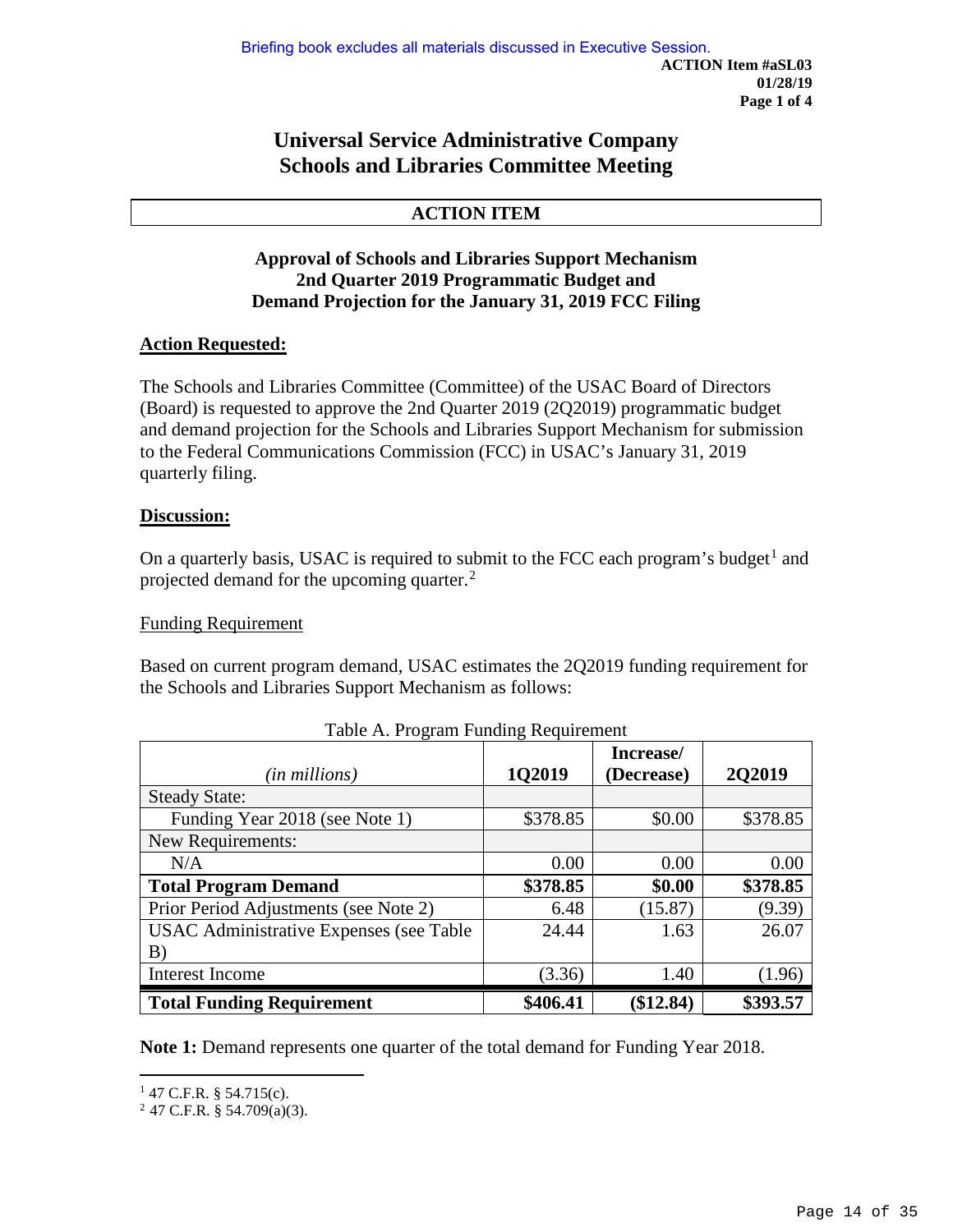Briefing book excludes all materials discussed in Executive Session.

**ACTION Item #aSL03**
**01/28/19**

# Universal Service Administrative Company
# Schools and Libraries Committee Meeting

## ACTION ITEM

### Approval of Schools and Libraries Support Mechanism 2nd Quarter 2019 Programmatic Budget and Demand Projection for the January 31, 2019 FCC Filing

**Action Requested:**

The Schools and Libraries Committee (Committee) of the USAC Board of Directors (Board) is requested to approve the 2nd Quarter 2019 (2Q2019) programmatic budget and demand projection for the Schools and Libraries Support Mechanism for submission to the Federal Communications Commission (FCC) in USAC's January 31, 2019 quarterly filing.

**Discussion:**

On a quarterly basis, USAC is required to submit to the FCC each program's budget[1] and projected demand for the upcoming quarter.[2]

Funding Requirement

Based on current program demand, USAC estimates the 2Q2019 funding requirement for the Schools and Libraries Support Mechanism as follows:

Table A. Program Funding Requirement

| *(in millions)* | 1Q2019 | Increase/ (Decrease) | 2Q2019 |
|---|---|---|---|
| Steady State: | | | |
| Funding Year 2018 (see Note 1) | $378.85 | $0.00 | $378.85 |
| New Requirements: | | | |
| N/A | 0.00 | 0.00 | 0.00 |
| **Total Program Demand** | **$378.85** | **$0.00** | **$378.85** |
| Prior Period Adjustments (see Note 2) | 6.48 | (15.87) | (9.39) |
| USAC Administrative Expenses (see Table B) | 24.44 | 1.63 | 26.07 |
| Interest Income | (3.36) | 1.40 | (1.96) |
| **Total Funding Requirement** | **$406.41** | **($12.84)** | **$393.57** |

**Note 1:** Demand represents one quarter of the total demand for Funding Year 2018.

[1] 47 C.F.R. § 54.715(c).
[2] 47 C.F.R. § 54.709(a)(3).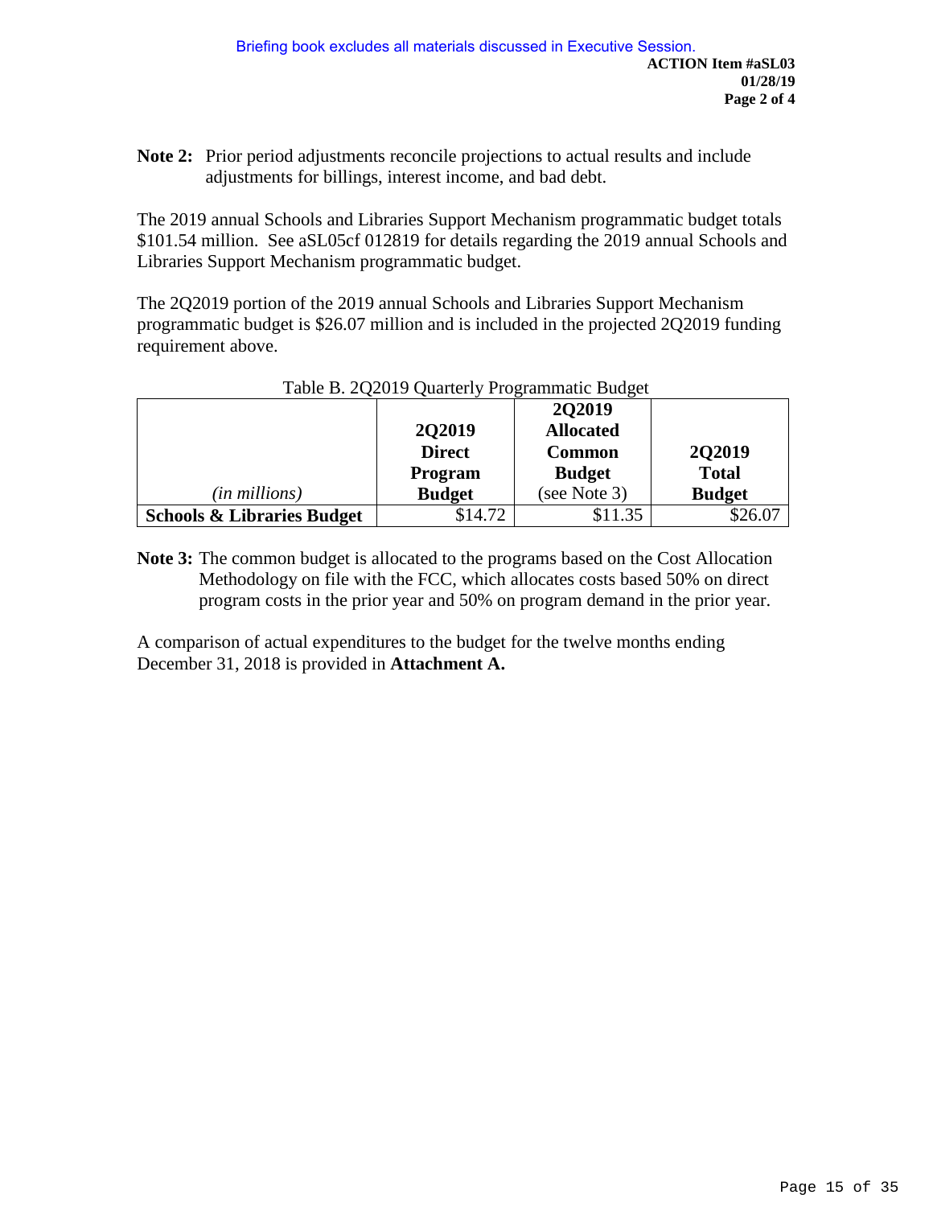**Note 2:** Prior period adjustments reconcile projections to actual results and include adjustments for billings, interest income, and bad debt.

The 2019 annual Schools and Libraries Support Mechanism programmatic budget totals $101.54 million. See aSL05cf 012819 for details regarding the 2019 annual Schools and Libraries Support Mechanism programmatic budget.

The 2Q2019 portion of the 2019 annual Schools and Libraries Support Mechanism programmatic budget is $26.07 million and is included in the projected 2Q2019 funding requirement above.

Table B. 2Q2019 Quarterly Programmatic Budget

| *(in millions)* | **2Q2019 Direct Program Budget** | **2Q2019 Allocated Common Budget** (see Note 3) | **2Q2019 Total Budget** |
|---|---|---|---|
| **Schools & Libraries Budget** | $14.72 | $11.35 | $26.07 |

**Note 3:** The common budget is allocated to the programs based on the Cost Allocation Methodology on file with the FCC, which allocates costs based 50% on direct program costs in the prior year and 50% on program demand in the prior year.

A comparison of actual expenditures to the budget for the twelve months ending December 31, 2018 is provided in **Attachment A.**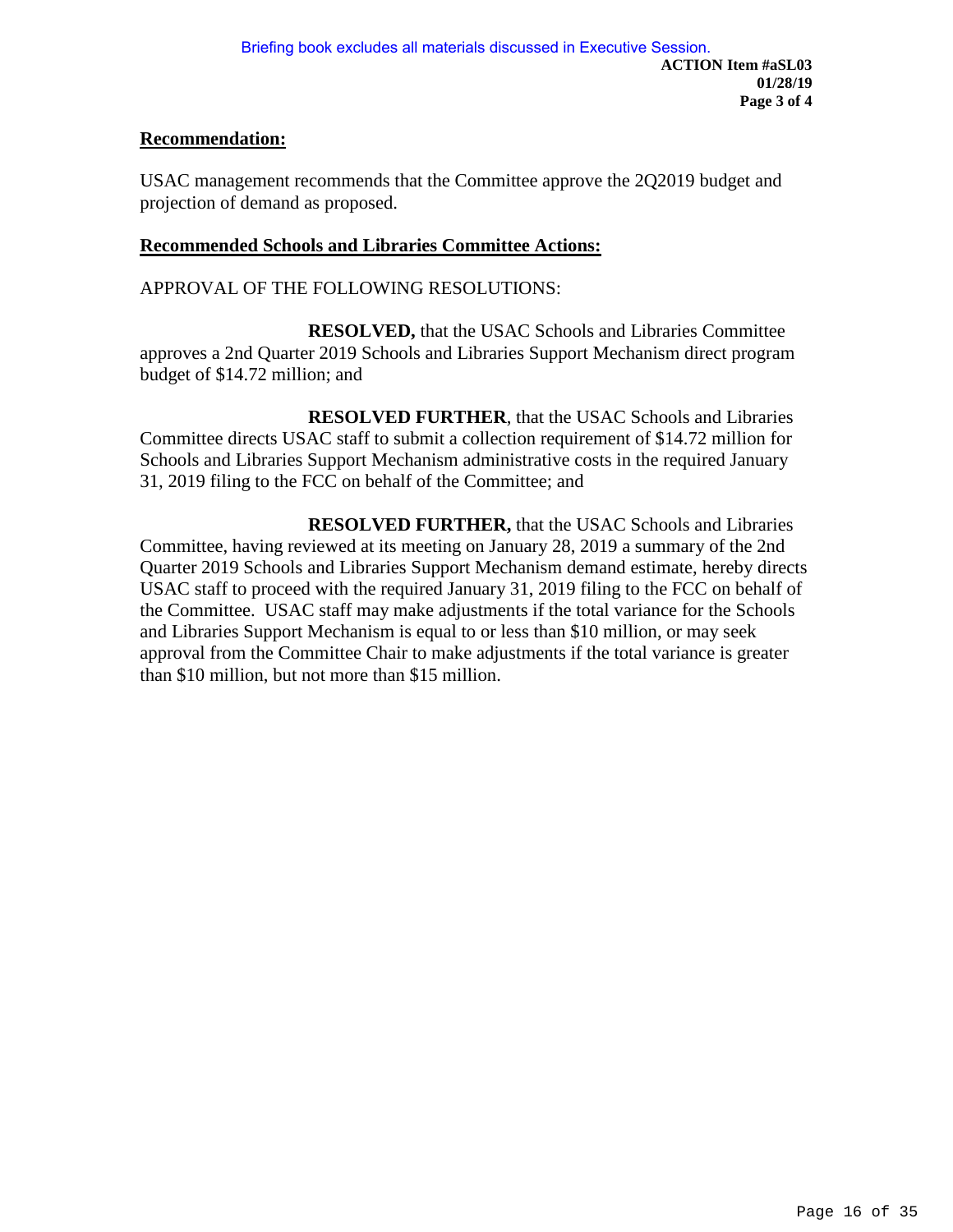**Recommendation:**

USAC management recommends that the Committee approve the 2Q2019 budget and projection of demand as proposed.

**Recommended Schools and Libraries Committee Actions:**

APPROVAL OF THE FOLLOWING RESOLUTIONS:

**RESOLVED,** that the USAC Schools and Libraries Committee approves a 2nd Quarter 2019 Schools and Libraries Support Mechanism direct program budget of $14.72 million; and

**RESOLVED FURTHER**, that the USAC Schools and Libraries Committee directs USAC staff to submit a collection requirement of $14.72 million for Schools and Libraries Support Mechanism administrative costs in the required January 31, 2019 filing to the FCC on behalf of the Committee; and

**RESOLVED FURTHER,** that the USAC Schools and Libraries Committee, having reviewed at its meeting on January 28, 2019 a summary of the 2nd Quarter 2019 Schools and Libraries Support Mechanism demand estimate, hereby directs USAC staff to proceed with the required January 31, 2019 filing to the FCC on behalf of the Committee. USAC staff may make adjustments if the total variance for the Schools and Libraries Support Mechanism is equal to or less than $10 million, or may seek approval from the Committee Chair to make adjustments if the total variance is greater than $10 million, but not more than $15 million.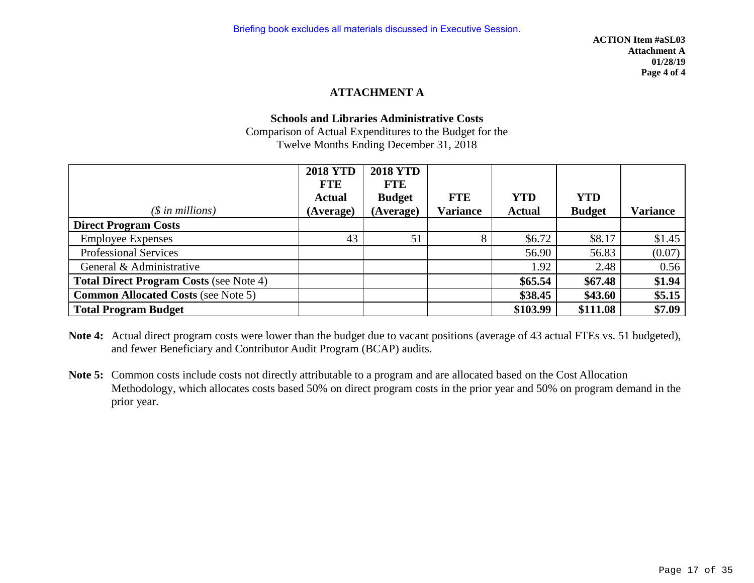Briefing book excludes all materials discussed in Executive Session.

**ACTION Item #aSL03**
**Attachment A**
**01/28/19**
**Page 4 of 4**

## ATTACHMENT A

**Schools and Libraries Administrative Costs**
Comparison of Actual Expenditures to the Budget for the
Twelve Months Ending December 31, 2018

| *($ in millions)* | **2018 YTD FTE Actual (Average)** | **2018 YTD FTE Budget (Average)** | **FTE Variance** | **YTD Actual** | **YTD Budget** | **Variance** |
|---|---|---|---|---|---|---|
| **Direct Program Costs** | | | | | | |
| Employee Expenses | 43 | 51 | 8 | $6.72 | $8.17 | $1.45 |
| Professional Services | | | | 56.90 | 56.83 | (0.07) |
| General & Administrative | | | | 1.92 | 2.48 | 0.56 |
| **Total Direct Program Costs** (see Note 4) | | | | **$65.54** | **$67.48** | **$1.94** |
| **Common Allocated Costs** (see Note 5) | | | | **$38.45** | **$43.60** | **$5.15** |
| **Total Program Budget** | | | | **$103.99** | **$111.08** | **$7.09** |

**Note 4:** Actual direct program costs were lower than the budget due to vacant positions (average of 43 actual FTEs vs. 51 budgeted), and fewer Beneficiary and Contributor Audit Program (BCAP) audits.

**Note 5:** Common costs include costs not directly attributable to a program and are allocated based on the Cost Allocation Methodology, which allocates costs based 50% on direct program costs in the prior year and 50% on program demand in the prior year.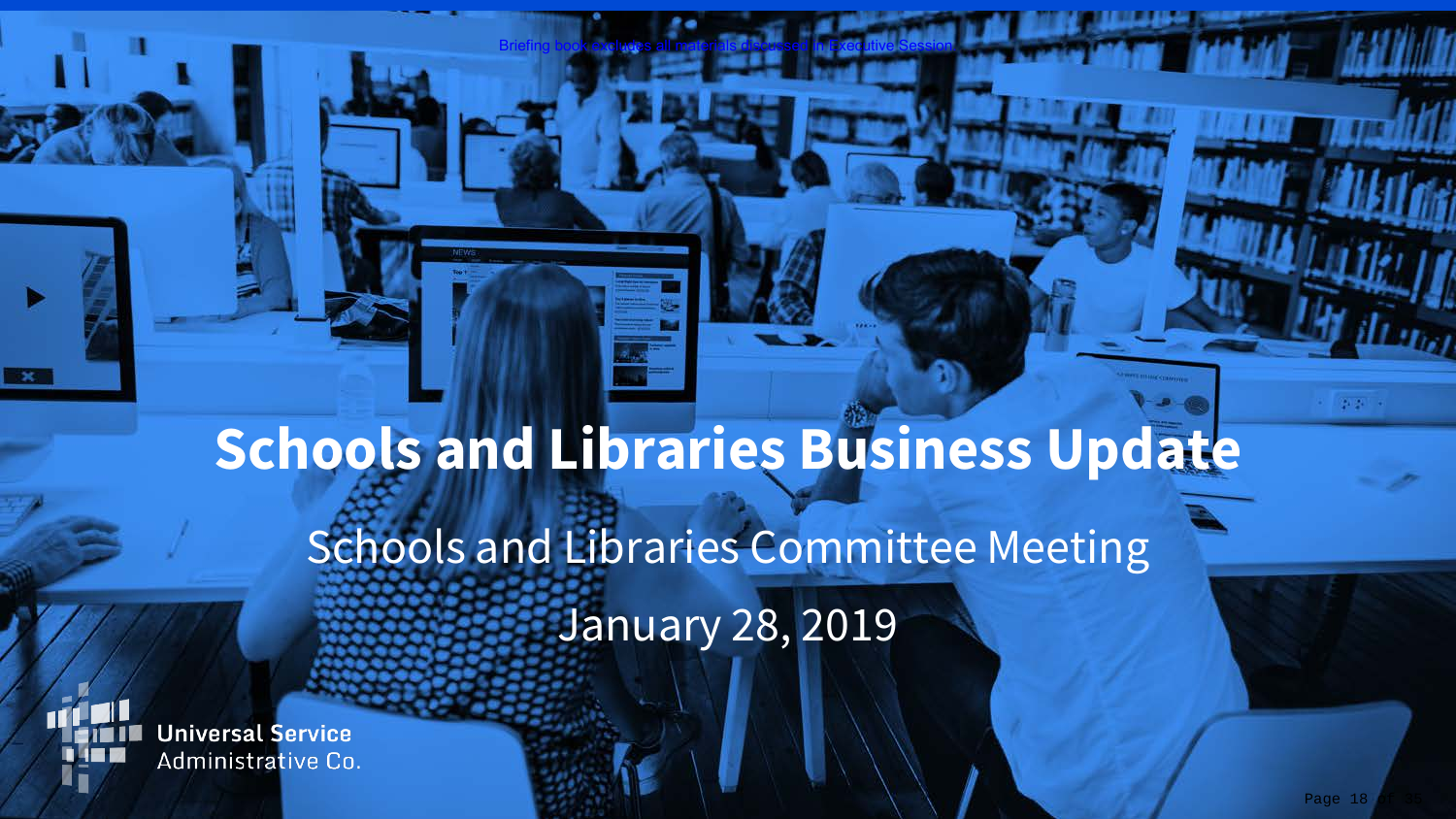Briefing book excludes all materials discussed in Executive Session

# Schools and Libraries Business Update

Schools and Libraries Committee Meeting

January 28, 2019

Universal Service Administrative Co.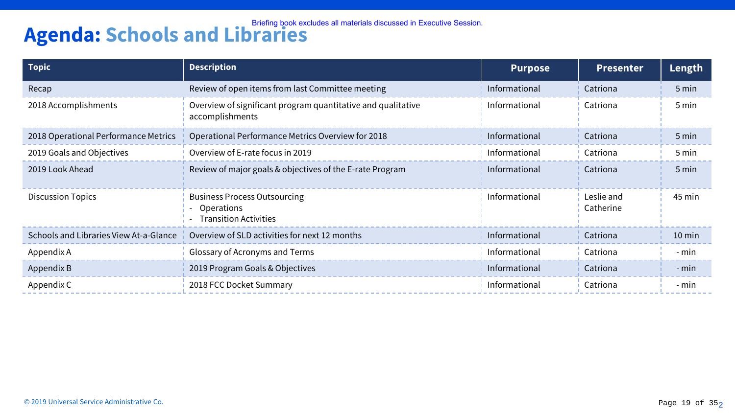Briefing book excludes all materials discussed in Executive Session.

# Agenda: Schools and Libraries

| Topic | Description | Purpose | Presenter | Length |
|---|---|---|---|---|
| Recap | Review of open items from last Committee meeting | Informational | Catriona | 5 min |
| 2018 Accomplishments | Overview of significant program quantitative and qualitative accomplishments | Informational | Catriona | 5 min |
| 2018 Operational Performance Metrics | Operational Performance Metrics Overview for 2018 | Informational | Catriona | 5 min |
| 2019 Goals and Objectives | Overview of E-rate focus in 2019 | Informational | Catriona | 5 min |
| 2019 Look Ahead | Review of major goals & objectives of the E-rate Program | Informational | Catriona | 5 min |
| Discussion Topics | Business Process Outsourcing<br>- Operations<br>- Transition Activities | Informational | Leslie and Catherine | 45 min |
| Schools and Libraries View At-a-Glance | Overview of SLD activities for next 12 months | Informational | Catriona | 10 min |
| Appendix A | Glossary of Acronyms and Terms | Informational | Catriona | - min |
| Appendix B | 2019 Program Goals & Objectives | Informational | Catriona | - min |
| Appendix C | 2018 FCC Docket Summary | Informational | Catriona | - min |

© 2019 Universal Service Administrative Co.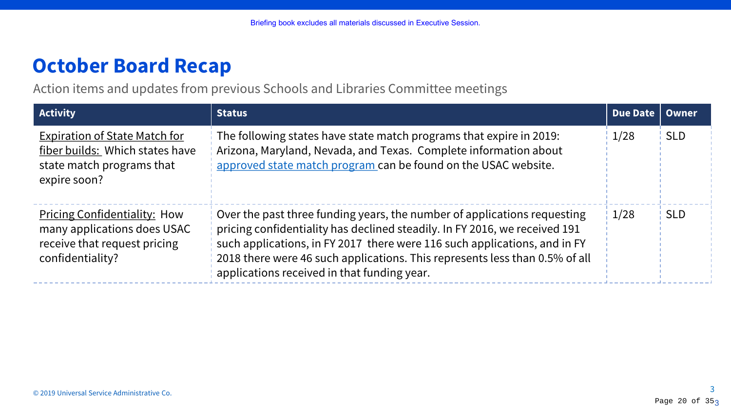Briefing book excludes all materials discussed in Executive Session.

# October Board Recap

Action items and updates from previous Schools and Libraries Committee meetings

| Activity | Status | Due Date | Owner |
|---|---|---|---|
| Expiration of State Match for fiber builds: Which states have state match programs that expire soon? | The following states have state match programs that expire in 2019: Arizona, Maryland, Nevada, and Texas. Complete information about approved state match program can be found on the USAC website. | 1/28 | SLD |
| Pricing Confidentiality: How many applications does USAC receive that request pricing confidentiality? | Over the past three funding years, the number of applications requesting pricing confidentiality has declined steadily. In FY 2016, we received 191 such applications, in FY 2017 there were 116 such applications, and in FY 2018 there were 46 such applications. This represents less than 0.5% of all applications received in that funding year. | 1/28 | SLD |

© 2019 Universal Service Administrative Co.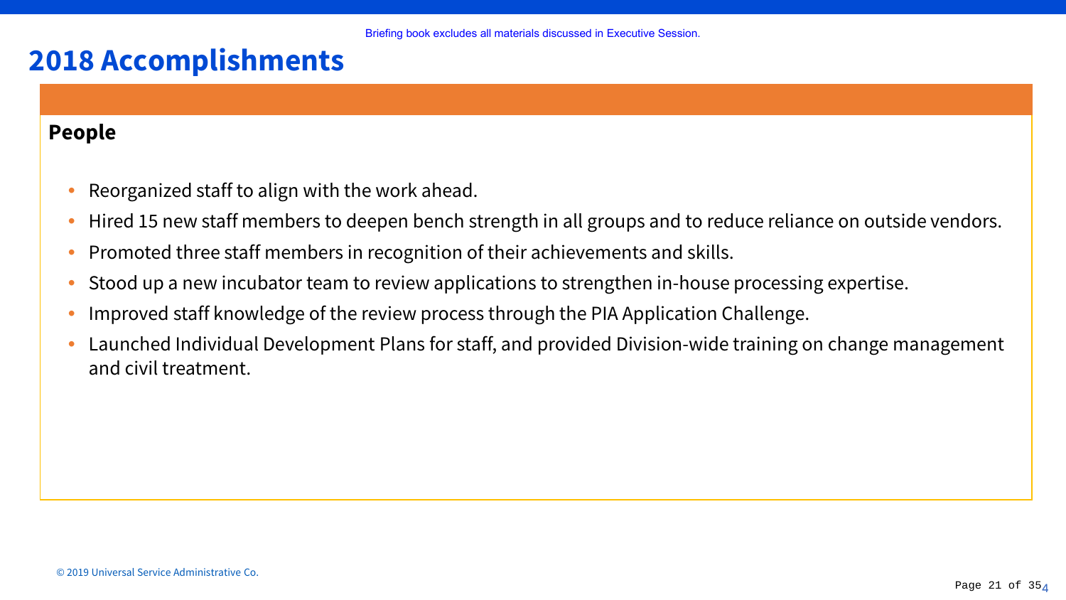Briefing book excludes all materials discussed in Executive Session.

# 2018 Accomplishments

**People**

- Reorganized staff to align with the work ahead.
- Hired 15 new staff members to deepen bench strength in all groups and to reduce reliance on outside vendors.
- Promoted three staff members in recognition of their achievements and skills.
- Stood up a new incubator team to review applications to strengthen in-house processing expertise.
- Improved staff knowledge of the review process through the PIA Application Challenge.
- Launched Individual Development Plans for staff, and provided Division-wide training on change management and civil treatment.

© 2019 Universal Service Administrative Co.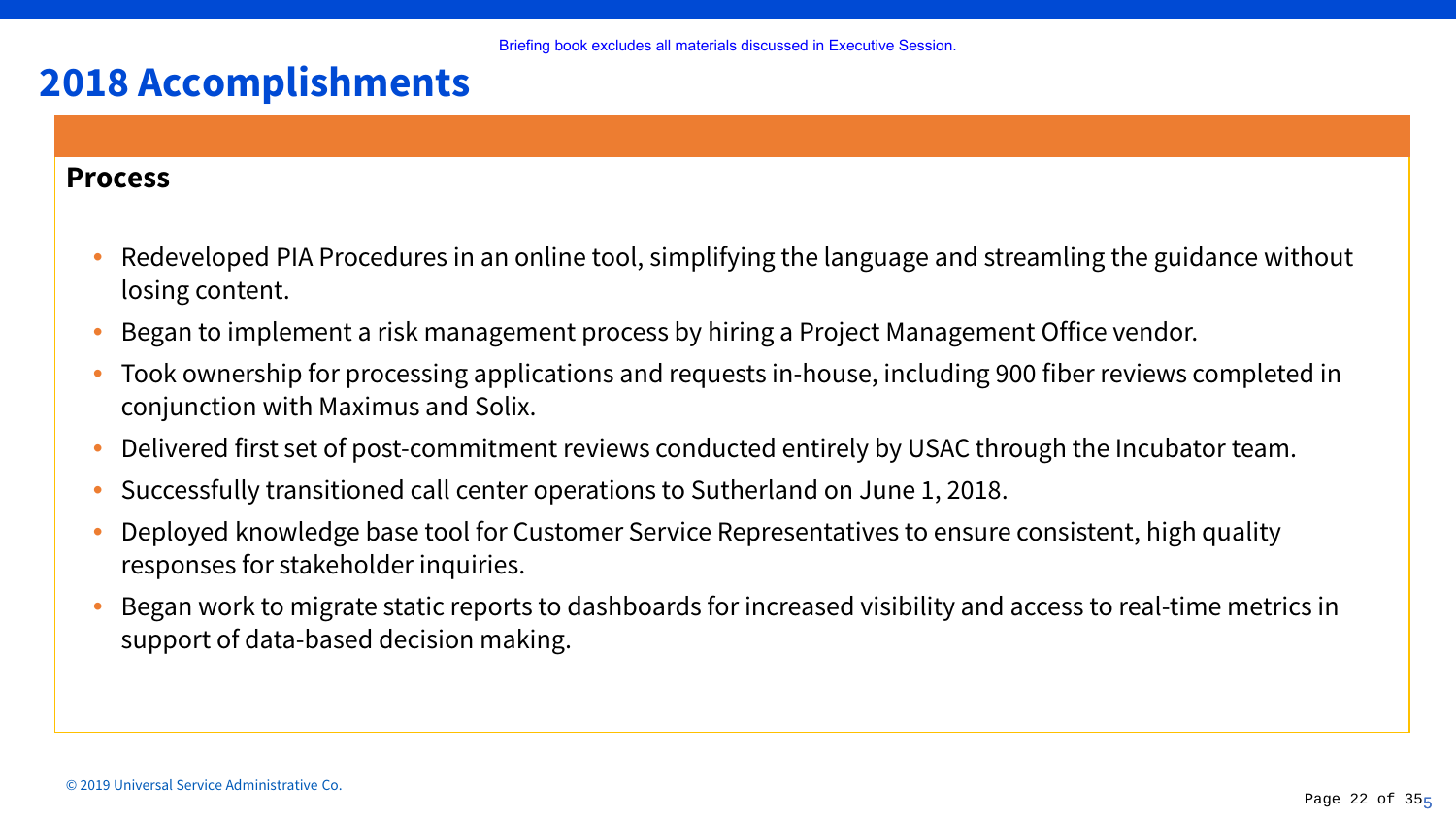Briefing book excludes all materials discussed in Executive Session.

# 2018 Accomplishments

**Process**

- Redeveloped PIA Procedures in an online tool, simplifying the language and streamling the guidance without losing content.
- Began to implement a risk management process by hiring a Project Management Office vendor.
- Took ownership for processing applications and requests in-house, including 900 fiber reviews completed in conjunction with Maximus and Solix.
- Delivered first set of post-commitment reviews conducted entirely by USAC through the Incubator team.
- Successfully transitioned call center operations to Sutherland on June 1, 2018.
- Deployed knowledge base tool for Customer Service Representatives to ensure consistent, high quality responses for stakeholder inquiries.
- Began work to migrate static reports to dashboards for increased visibility and access to real-time metrics in support of data-based decision making.

© 2019 Universal Service Administrative Co.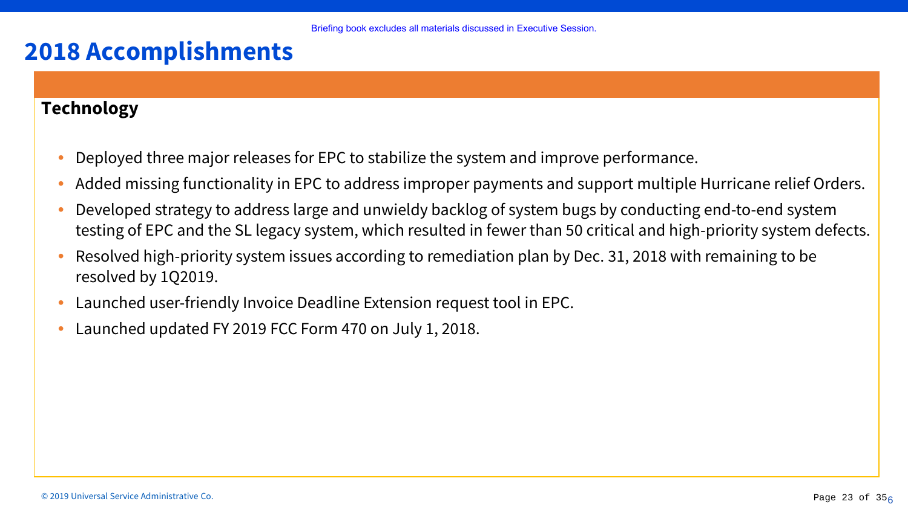Briefing book excludes all materials discussed in Executive Session.

# 2018 Accomplishments

## Technology

- Deployed three major releases for EPC to stabilize the system and improve performance.
- Added missing functionality in EPC to address improper payments and support multiple Hurricane relief Orders.
- Developed strategy to address large and unwieldy backlog of system bugs by conducting end-to-end system testing of EPC and the SL legacy system, which resulted in fewer than 50 critical and high-priority system defects.
- Resolved high-priority system issues according to remediation plan by Dec. 31, 2018 with remaining to be resolved by 1Q2019.
- Launched user-friendly Invoice Deadline Extension request tool in EPC.
- Launched updated FY 2019 FCC Form 470 on July 1, 2018.

© 2019 Universal Service Administrative Co.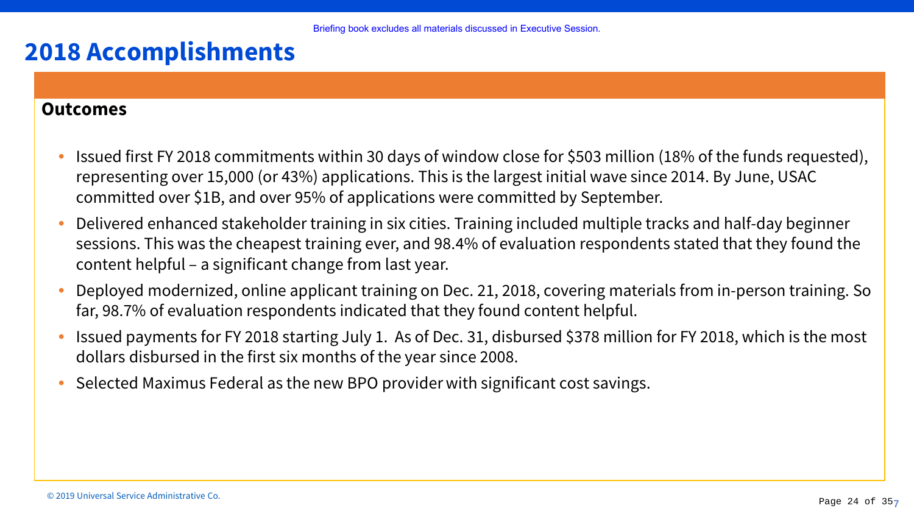Briefing book excludes all materials discussed in Executive Session.

# 2018 Accomplishments

### Outcomes

- Issued first FY 2018 commitments within 30 days of window close for $503 million (18% of the funds requested), representing over 15,000 (or 43%) applications. This is the largest initial wave since 2014. By June, USAC committed over $1B, and over 95% of applications were committed by September.
- Delivered enhanced stakeholder training in six cities. Training included multiple tracks and half-day beginner sessions. This was the cheapest training ever, and 98.4% of evaluation respondents stated that they found the content helpful – a significant change from last year.
- Deployed modernized, online applicant training on Dec. 21, 2018, covering materials from in-person training. So far, 98.7% of evaluation respondents indicated that they found content helpful.
- Issued payments for FY 2018 starting July 1. As of Dec. 31, disbursed $378 million for FY 2018, which is the most dollars disbursed in the first six months of the year since 2008.
- Selected Maximus Federal as the new BPO provider with significant cost savings.

© 2019 Universal Service Administrative Co.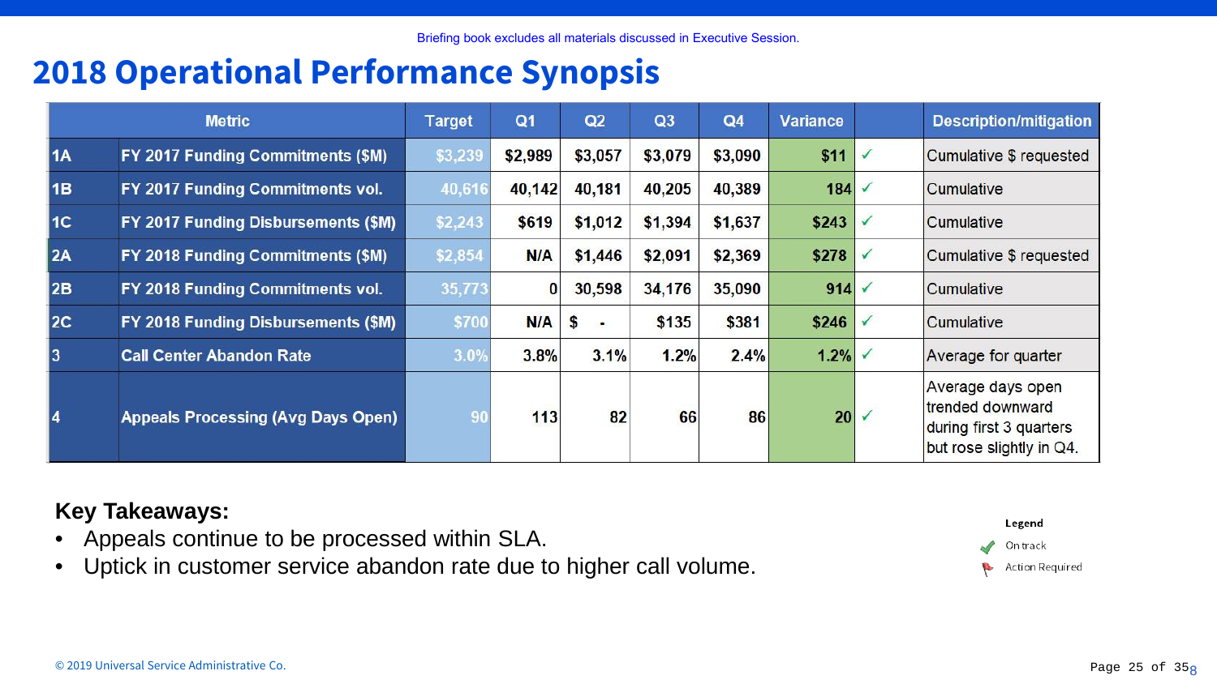Briefing book excludes all materials discussed in Executive Session.

# 2018 Operational Performance Synopsis

| Metric | | Target | Q1 | Q2 | Q3 | Q4 | Variance | | Description/mitigation |
|---|---|---|---|---|---|---|---|---|---|
| 1A | FY 2017 Funding Commitments ($M) | $3,239 | $2,989 | $3,057 | $3,079 | $3,090 | $11 | ✓ | Cumulative $ requested |
| 1B | FY 2017 Funding Commitments vol. | 40,616 | 40,142 | 40,181 | 40,205 | 40,389 | 184 | ✓ | Cumulative |
| 1C | FY 2017 Funding Disbursements ($M) | $2,243 | $619 | $1,012 | $1,394 | $1,637 | $243 | ✓ | Cumulative |
| 2A | FY 2018 Funding Commitments ($M) | $2,854 | N/A | $1,446 | $2,091 | $2,369 | $278 | ✓ | Cumulative $ requested |
| 2B | FY 2018 Funding Commitments vol. | 35,773 | 0 | 30,598 | 34,176 | 35,090 | 914 | ✓ | Cumulative |
| 2C | FY 2018 Funding Disbursements ($M) | $700 | N/A | $ - | $135 | $381 | $246 | ✓ | Cumulative |
| 3 | Call Center Abandon Rate | 3.0% | 3.8% | 3.1% | 1.2% | 2.4% | 1.2% | ✓ | Average for quarter |
| 4 | Appeals Processing (Avg Days Open) | 90 | 113 | 82 | 66 | 86 | 20 | ✓ | Average days open trended downward during first 3 quarters but rose slightly in Q4. |

**Key Takeaways:**

- Appeals continue to be processed within SLA.
- Uptick in customer service abandon rate due to higher call volume.

**Legend**

- ✓ On track
- Action Required

© 2019 Universal Service Administrative Co.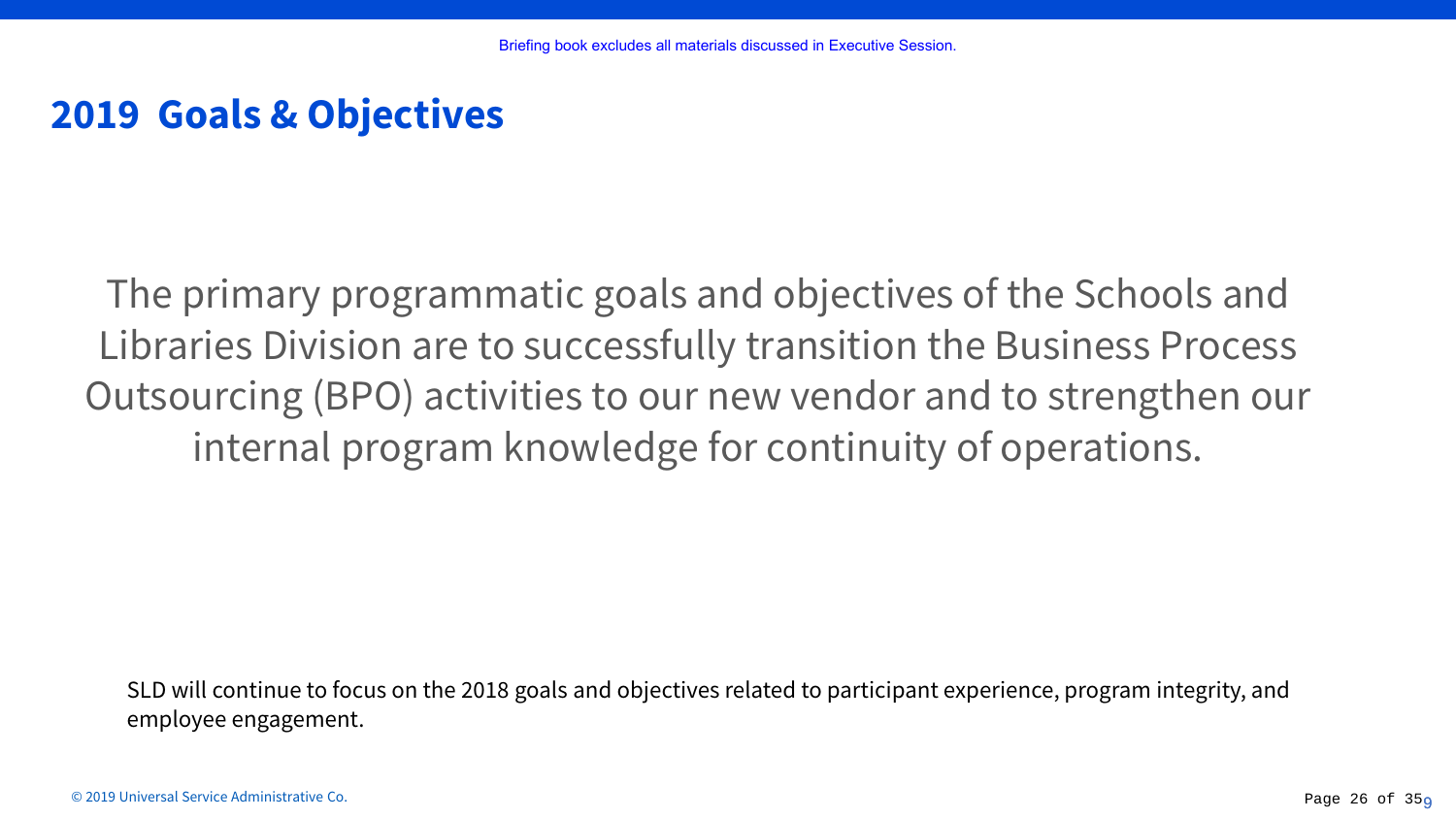# 2019 Goals & Objectives

The primary programmatic goals and objectives of the Schools and Libraries Division are to successfully transition the Business Process Outsourcing (BPO) activities to our new vendor and to strengthen our internal program knowledge for continuity of operations.

SLD will continue to focus on the 2018 goals and objectives related to participant experience, program integrity, and employee engagement.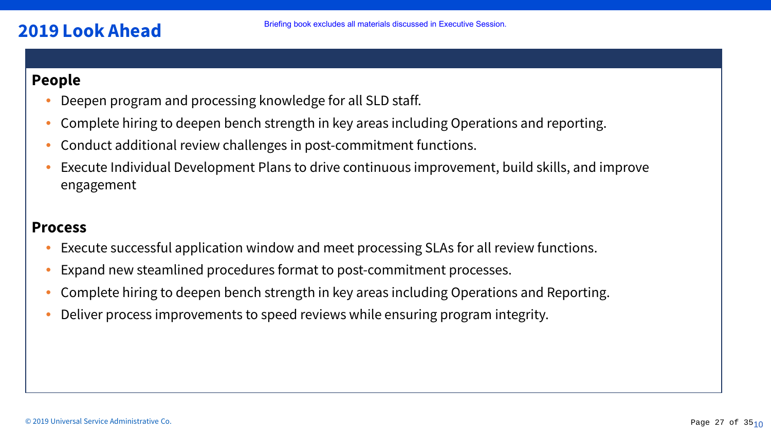# 2019 Look Ahead

Briefing book excludes all materials discussed in Executive Session.

**People**

- Deepen program and processing knowledge for all SLD staff.
- Complete hiring to deepen bench strength in key areas including Operations and reporting.
- Conduct additional review challenges in post-commitment functions.
- Execute Individual Development Plans to drive continuous improvement, build skills, and improve engagement

**Process**

- Execute successful application window and meet processing SLAs for all review functions.
- Expand new steamlined procedures format to post-commitment processes.
- Complete hiring to deepen bench strength in key areas including Operations and Reporting.
- Deliver process improvements to speed reviews while ensuring program integrity.

© 2019 Universal Service Administrative Co.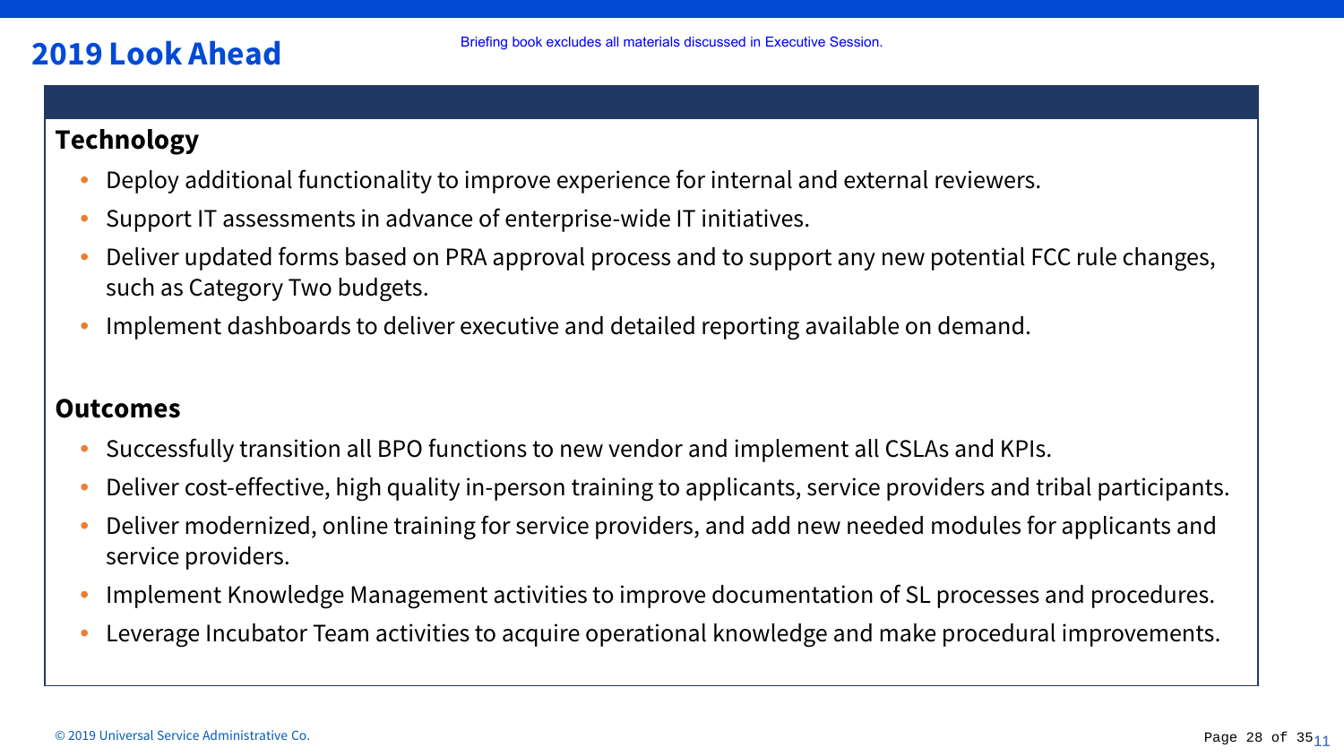# 2019 Look Ahead

Briefing book excludes all materials discussed in Executive Session.

## Technology

- Deploy additional functionality to improve experience for internal and external reviewers.
- Support IT assessments in advance of enterprise-wide IT initiatives.
- Deliver updated forms based on PRA approval process and to support any new potential FCC rule changes, such as Category Two budgets.
- Implement dashboards to deliver executive and detailed reporting available on demand.

## Outcomes

- Successfully transition all BPO functions to new vendor and implement all CSLAs and KPIs.
- Deliver cost-effective, high quality in-person training to applicants, service providers and tribal participants.
- Deliver modernized, online training for service providers, and add new needed modules for applicants and service providers.
- Implement Knowledge Management activities to improve documentation of SL processes and procedures.
- Leverage Incubator Team activities to acquire operational knowledge and make procedural improvements.

© 2019 Universal Service Administrative Co.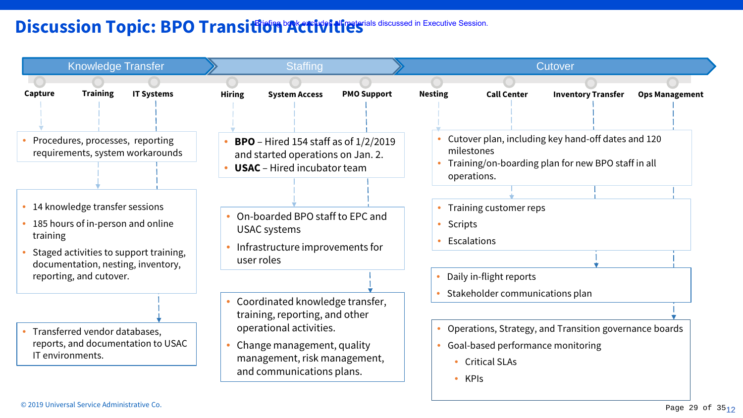# Discussion Topic: BPO Transition Activities

Briefing book excludes all materials discussed in Executive Session.

## Knowledge Transfer

**Capture** · **Training** · **IT Systems**

- Procedures, processes, reporting requirements, system workarounds

- 14 knowledge transfer sessions
- 185 hours of in-person and online training
- Staged activities to support training, documentation, nesting, inventory, reporting, and cutover.

- Transferred vendor databases, reports, and documentation to USAC IT environments.

## Staffing

**Hiring** · **System Access** · **PMO Support**

- **BPO** – Hired 154 staff as of 1/2/2019 and started operations on Jan. 2.
- **USAC** – Hired incubator team

- On-boarded BPO staff to EPC and USAC systems
- Infrastructure improvements for user roles

- Coordinated knowledge transfer, training, reporting, and other operational activities.
- Change management, quality management, risk management, and communications plans.

## Cutover

**Nesting** · **Call Center** · **Inventory Transfer** · **Ops Management**

- Cutover plan, including key hand-off dates and 120 milestones
- Training/on-boarding plan for new BPO staff in all operations.

- Training customer reps
- Scripts
- Escalations

- Daily in-flight reports
- Stakeholder communications plan

- Operations, Strategy, and Transition governance boards
- Goal-based performance monitoring
  - Critical SLAs
  - KPIs

© 2019 Universal Service Administrative Co.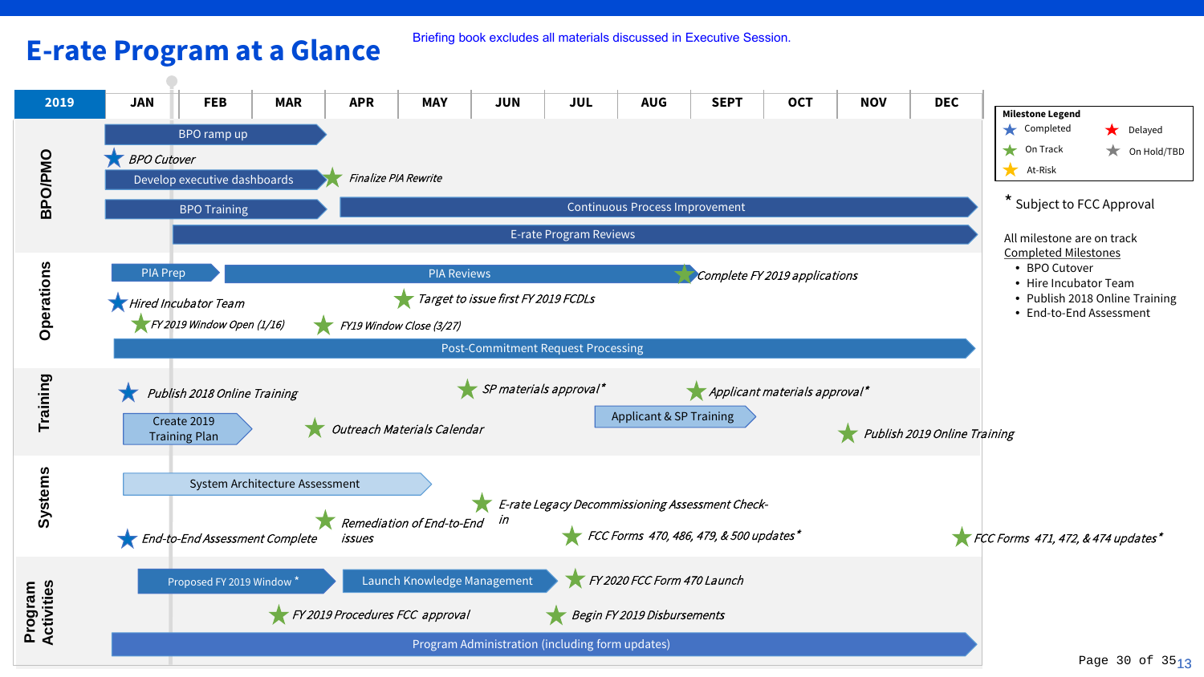# E-rate Program at a Glance

Briefing book excludes all materials discussed in Executive Session.

| 2019 | JAN | FEB | MAR | APR | MAY | JUN | JUL | AUG | SEPT | OCT | NOV | DEC |
|---|---|---|---|---|---|---|---|---|---|---|---|---|

### BPO/PMO

- BPO ramp up
- *BPO Cutover* (Completed)
- Develop executive dashboards
- *Finalize PIA Rewrite* (On Track)
- BPO Training
- Continuous Process Improvement
- E-rate Program Reviews

### Operations

- PIA Prep
- PIA Reviews
- *Complete FY 2019 applications* (On Track)
- *Hired Incubator Team* (Completed)
- *Target to issue first FY 2019 FCDLs* (On Track)
- *FY 2019 Window Open (1/16)* (On Track)
- *FY19 Window Close (3/27)* (On Track)
- Post-Commitment Request Processing

### Training

- *Publish 2018 Online Training* (Completed)
- *SP materials approval** (On Track)
- *Applicant materials approval** (On Track)
- Create 2019 Training Plan
- *Outreach Materials Calendar* (On Track)
- Applicant & SP Training
- *Publish 2019 Online Training* (On Track)

### Systems

- System Architecture Assessment
- *E-rate Legacy Decommissioning Assessment Check-in* (On Track)
- *Remediation of End-to-End issues* (On Track)
- *End-to-End Assessment Complete* (Completed)
- *FCC Forms 470, 486, 479, & 500 updates** (On Track)
- *FCC Forms 471, 472, & 474 updates** (On Track)

### Program Activities

- Proposed FY 2019 Window *
- Launch Knowledge Management
- *FY 2020 FCC Form 470 Launch* (On Track)
- *FY 2019 Procedures FCC approval* (On Track)
- *Begin FY 2019 Disbursements* (On Track)
- Program Administration (including form updates)

**Milestone Legend**

- Completed (blue star)
- On Track (green star)
- At-Risk (yellow star)
- Delayed (red star)
- On Hold/TBD (gray star)

\* Subject to FCC Approval

All milestone are on track

Completed Milestones

- BPO Cutover
- Hire Incubator Team
- Publish 2018 Online Training
- End-to-End Assessment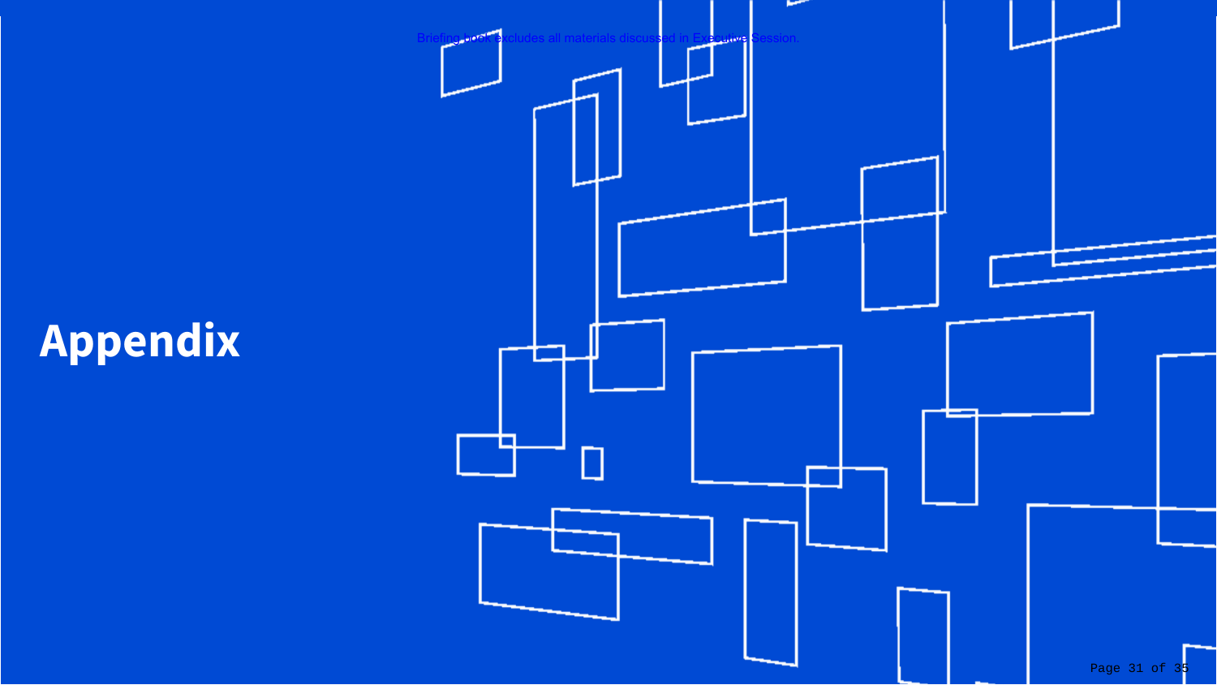Briefing book excludes all materials discussed in Executive Session.

# Appendix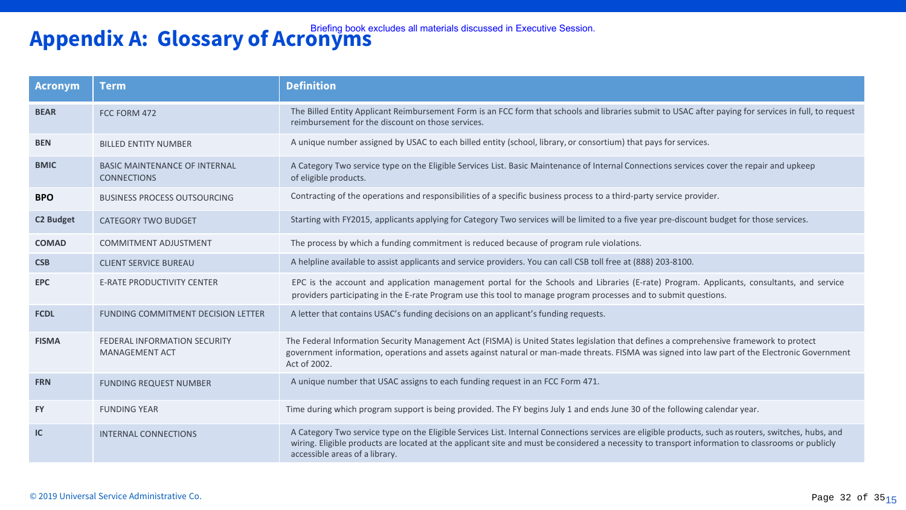# Appendix A: Glossary of Acronyms

Briefing book excludes all materials discussed in Executive Session.

| Acronym | Term | Definition |
|---|---|---|
| **BEAR** | FCC FORM 472 | The Billed Entity Applicant Reimbursement Form is an FCC form that schools and libraries submit to USAC after paying for services in full, to request reimbursement for the discount on those services. |
| **BEN** | BILLED ENTITY NUMBER | A unique number assigned by USAC to each billed entity (school, library, or consortium) that pays for services. |
| **BMIC** | BASIC MAINTENANCE OF INTERNAL CONNECTIONS | A Category Two service type on the Eligible Services List. Basic Maintenance of Internal Connections services cover the repair and upkeep of eligible products. |
| **BPO** | BUSINESS PROCESS OUTSOURCING | Contracting of the operations and responsibilities of a specific business process to a third-party service provider. |
| **C2 Budget** | CATEGORY TWO BUDGET | Starting with FY2015, applicants applying for Category Two services will be limited to a five year pre-discount budget for those services. |
| **COMAD** | COMMITMENT ADJUSTMENT | The process by which a funding commitment is reduced because of program rule violations. |
| **CSB** | CLIENT SERVICE BUREAU | A helpline available to assist applicants and service providers. You can call CSB toll free at (888) 203-8100. |
| **EPC** | E-RATE PRODUCTIVITY CENTER | EPC is the account and application management portal for the Schools and Libraries (E-rate) Program. Applicants, consultants, and service providers participating in the E-rate Program use this tool to manage program processes and to submit questions. |
| **FCDL** | FUNDING COMMITMENT DECISION LETTER | A letter that contains USAC's funding decisions on an applicant's funding requests. |
| **FISMA** | FEDERAL INFORMATION SECURITY MANAGEMENT ACT | The Federal Information Security Management Act (FISMA) is United States legislation that defines a comprehensive framework to protect government information, operations and assets against natural or man-made threats. FISMA was signed into law part of the Electronic Government Act of 2002. |
| **FRN** | FUNDING REQUEST NUMBER | A unique number that USAC assigns to each funding request in an FCC Form 471. |
| **FY** | FUNDING YEAR | Time during which program support is being provided. The FY begins July 1 and ends June 30 of the following calendar year. |
| **IC** | INTERNAL CONNECTIONS | A Category Two service type on the Eligible Services List. Internal Connections services are eligible products, such as routers, switches, hubs, and wiring. Eligible products are located at the applicant site and must be considered a necessity to transport information to classrooms or publicly accessible areas of a library. |

© 2019 Universal Service Administrative Co.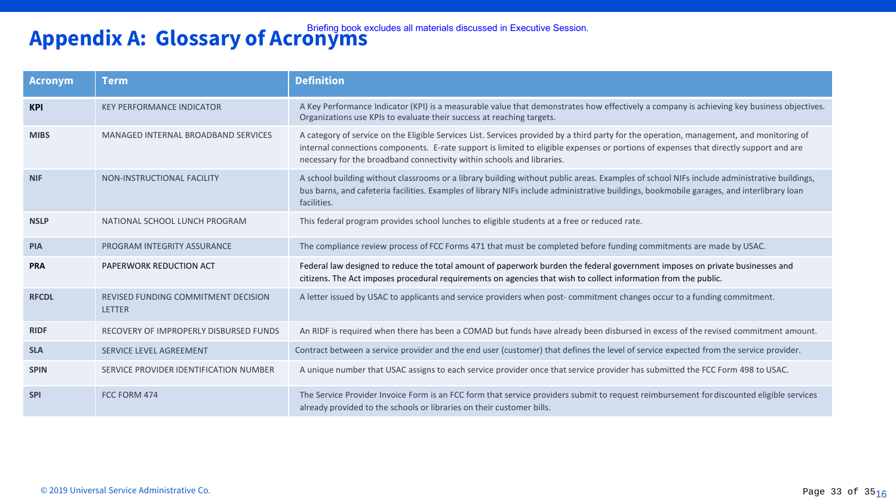# Appendix A: Glossary of Acronyms

Briefing book excludes all materials discussed in Executive Session.

| Acronym | Term | Definition |
|---|---|---|
| **KPI** | KEY PERFORMANCE INDICATOR | A Key Performance Indicator (KPI) is a measurable value that demonstrates how effectively a company is achieving key business objectives. Organizations use KPIs to evaluate their success at reaching targets. |
| **MIBS** | MANAGED INTERNAL BROADBAND SERVICES | A category of service on the Eligible Services List. Services provided by a third party for the operation, management, and monitoring of internal connections components. E-rate support is limited to eligible expenses or portions of expenses that directly support and are necessary for the broadband connectivity within schools and libraries. |
| **NIF** | NON-INSTRUCTIONAL FACILITY | A school building without classrooms or a library building without public areas. Examples of school NIFs include administrative buildings, bus barns, and cafeteria facilities. Examples of library NIFs include administrative buildings, bookmobile garages, and interlibrary loan facilities. |
| **NSLP** | NATIONAL SCHOOL LUNCH PROGRAM | This federal program provides school lunches to eligible students at a free or reduced rate. |
| **PIA** | PROGRAM INTEGRITY ASSURANCE | The compliance review process of FCC Forms 471 that must be completed before funding commitments are made by USAC. |
| **PRA** | PAPERWORK REDUCTION ACT | Federal law designed to reduce the total amount of paperwork burden the federal government imposes on private businesses and citizens. The Act imposes procedural requirements on agencies that wish to collect information from the public. |
| **RFCDL** | REVISED FUNDING COMMITMENT DECISION LETTER | A letter issued by USAC to applicants and service providers when post- commitment changes occur to a funding commitment. |
| **RIDF** | RECOVERY OF IMPROPERLY DISBURSED FUNDS | An RIDF is required when there has been a COMAD but funds have already been disbursed in excess of the revised commitment amount. |
| **SLA** | SERVICE LEVEL AGREEMENT | Contract between a service provider and the end user (customer) that defines the level of service expected from the service provider. |
| **SPIN** | SERVICE PROVIDER IDENTIFICATION NUMBER | A unique number that USAC assigns to each service provider once that service provider has submitted the FCC Form 498 to USAC. |
| **SPI** | FCC FORM 474 | The Service Provider Invoice Form is an FCC form that service providers submit to request reimbursement for discounted eligible services already provided to the schools or libraries on their customer bills. |

© 2019 Universal Service Administrative Co.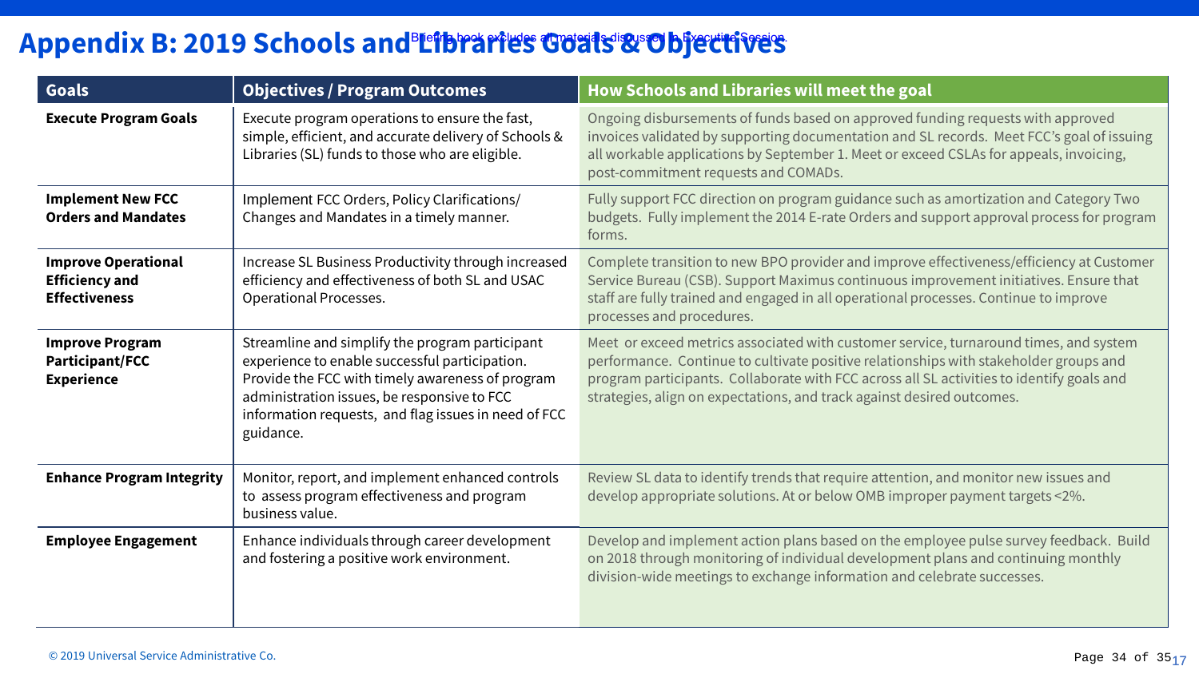# Appendix B: 2019 Schools and Libraries Goals & Objectives

Briefing book excludes all materials discussed in Executive Session.

| Goals | Objectives / Program Outcomes | How Schools and Libraries will meet the goal |
|---|---|---|
| **Execute Program Goals** | Execute program operations to ensure the fast, simple, efficient, and accurate delivery of Schools & Libraries (SL) funds to those who are eligible. | Ongoing disbursements of funds based on approved funding requests with approved invoices validated by supporting documentation and SL records. Meet FCC's goal of issuing all workable applications by September 1. Meet or exceed CSLAs for appeals, invoicing, post-commitment requests and COMADs. |
| **Implement New FCC Orders and Mandates** | Implement FCC Orders, Policy Clarifications/ Changes and Mandates in a timely manner. | Fully support FCC direction on program guidance such as amortization and Category Two budgets. Fully implement the 2014 E-rate Orders and support approval process for program forms. |
| **Improve Operational Efficiency and Effectiveness** | Increase SL Business Productivity through increased efficiency and effectiveness of both SL and USAC Operational Processes. | Complete transition to new BPO provider and improve effectiveness/efficiency at Customer Service Bureau (CSB). Support Maximus continuous improvement initiatives. Ensure that staff are fully trained and engaged in all operational processes. Continue to improve processes and procedures. |
| **Improve Program Participant/FCC Experience** | Streamline and simplify the program participant experience to enable successful participation. Provide the FCC with timely awareness of program administration issues, be responsive to FCC information requests, and flag issues in need of FCC guidance. | Meet or exceed metrics associated with customer service, turnaround times, and system performance. Continue to cultivate positive relationships with stakeholder groups and program participants. Collaborate with FCC across all SL activities to identify goals and strategies, align on expectations, and track against desired outcomes. |
| **Enhance Program Integrity** | Monitor, report, and implement enhanced controls to assess program effectiveness and program business value. | Review SL data to identify trends that require attention, and monitor new issues and develop appropriate solutions. At or below OMB improper payment targets <2%. |
| **Employee Engagement** | Enhance individuals through career development and fostering a positive work environment. | Develop and implement action plans based on the employee pulse survey feedback. Build on 2018 through monitoring of individual development plans and continuing monthly division-wide meetings to exchange information and celebrate successes. |

© 2019 Universal Service Administrative Co.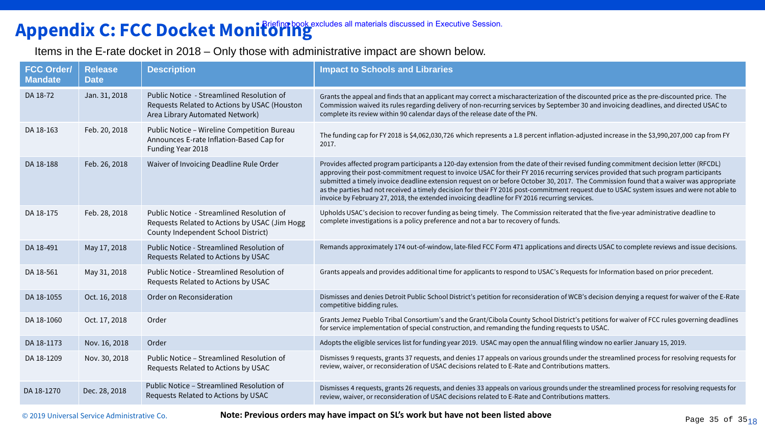# Appendix C: FCC Docket Monitoring

• Briefing book excludes all materials discussed in Executive Session.

Items in the E-rate docket in 2018 – Only those with administrative impact are shown below.

| FCC Order/ Mandate | Release Date | Description | Impact to Schools and Libraries |
|---|---|---|---|
| DA 18-72 | Jan. 31, 2018 | Public Notice - Streamlined Resolution of Requests Related to Actions by USAC (Houston Area Library Automated Network) | Grants the appeal and finds that an applicant may correct a mischaracterization of the discounted price as the pre-discounted price. The Commission waived its rules regarding delivery of non-recurring services by September 30 and invoicing deadlines, and directed USAC to complete its review within 90 calendar days of the release date of the PN. |
| DA 18-163 | Feb. 20, 2018 | Public Notice – Wireline Competition Bureau Announces E-rate Inflation-Based Cap for Funding Year 2018 | The funding cap for FY 2018 is $4,062,030,726 which represents a 1.8 percent inflation-adjusted increase in the $3,990,207,000 cap from FY 2017. |
| DA 18-188 | Feb. 26, 2018 | Waiver of Invoicing Deadline Rule Order | Provides affected program participants a 120-day extension from the date of their revised funding commitment decision letter (RFCDL) approving their post-commitment request to invoice USAC for their FY 2016 recurring services provided that such program participants submitted a timely invoice deadline extension request on or before October 30, 2017. The Commission found that a waiver was appropriate as the parties had not received a timely decision for their FY 2016 post-commitment request due to USAC system issues and were not able to invoice by February 27, 2018, the extended invoicing deadline for FY 2016 recurring services. |
| DA 18-175 | Feb. 28, 2018 | Public Notice - Streamlined Resolution of Requests Related to Actions by USAC (Jim Hogg County Independent School District) | Upholds USAC's decision to recover funding as being timely. The Commission reiterated that the five-year administrative deadline to complete investigations is a policy preference and not a bar to recovery of funds. |
| DA 18-491 | May 17, 2018 | Public Notice - Streamlined Resolution of Requests Related to Actions by USAC | Remands approximately 174 out-of-window, late-filed FCC Form 471 applications and directs USAC to complete reviews and issue decisions. |
| DA 18-561 | May 31, 2018 | Public Notice - Streamlined Resolution of Requests Related to Actions by USAC | Grants appeals and provides additional time for applicants to respond to USAC's Requests for Information based on prior precedent. |
| DA 18-1055 | Oct. 16, 2018 | Order on Reconsideration | Dismisses and denies Detroit Public School District's petition for reconsideration of WCB's decision denying a request for waiver of the E-Rate competitive bidding rules. |
| DA 18-1060 | Oct. 17, 2018 | Order | Grants Jemez Pueblo Tribal Consortium's and the Grant/Cibola County School District's petitions for waiver of FCC rules governing deadlines for service implementation of special construction, and remanding the funding requests to USAC. |
| DA 18-1173 | Nov. 16, 2018 | Order | Adopts the eligible services list for funding year 2019. USAC may open the annual filing window no earlier January 15, 2019. |
| DA 18-1209 | Nov. 30, 2018 | Public Notice – Streamlined Resolution of Requests Related to Actions by USAC | Dismisses 9 requests, grants 37 requests, and denies 17 appeals on various grounds under the streamlined process for resolving requests for review, waiver, or reconsideration of USAC decisions related to E-Rate and Contributions matters. |
| DA 18-1270 | Dec. 28, 2018 | Public Notice – Streamlined Resolution of Requests Related to Actions by USAC | Dismisses 4 requests, grants 26 requests, and denies 33 appeals on various grounds under the streamlined process for resolving requests for review, waiver, or reconsideration of USAC decisions related to E-Rate and Contributions matters. |

**Note: Previous orders may have impact on SL's work but have not been listed above**

© 2019 Universal Service Administrative Co.